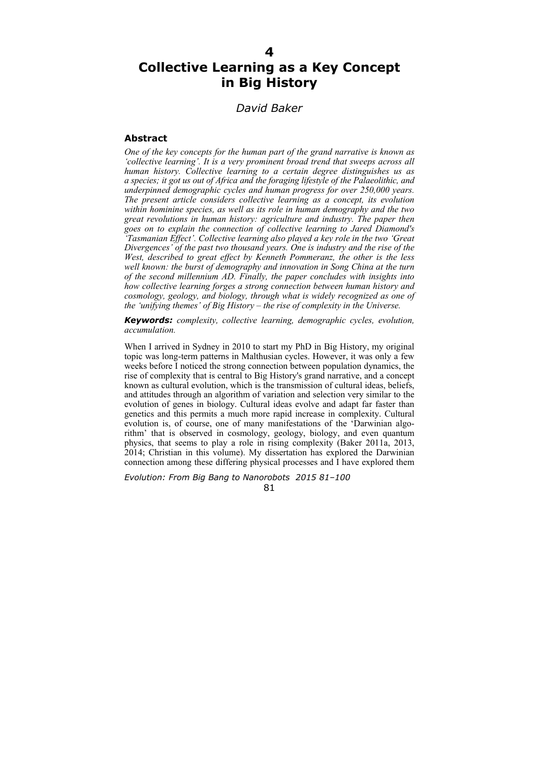# 4

# Collective Learning as a Key Concept in Big History

*David Baker*

## Abstract

*One of the key concepts for the human part of the grand narrative is known as 'collective learning'. It is a very prominent broad trend that sweeps across all human history. Collective learning to a certain degree distinguishes us as a species; it got us out of Africa and the foraging lifestyle of the Palaeolithic, and underpinned demographic cycles and human progress for over 250,000 years. The present article considers collective learning as a concept, its evolution within hominine species, as well as its role in human demography and the two great revolutions in human history: agriculture and industry. The paper then goes on to explain the connection of collective learning to Jared Diamond's 'Tasmanian Effect'. Collective learning also played a key role in the two 'Great Divergences' of the past two thousand years. One is industry and the rise of the West, described to great effect by Kenneth Pommeranz, the other is the less well known: the burst of demography and innovation in Song China at the turn of the second millennium AD. Finally, the paper concludes with insights into how collective learning forges a strong connection between human history and cosmology, geology, and biology, through what is widely recognized as one of the 'unifying themes' of Big History – the rise of complexity in the Universe.*

***Keywords:*** *complexity, collective learning, demographic cycles, evolution, accumulation.*

When I arrived in Sydney in 2010 to start my PhD in Big History, my original topic was long-term patterns in Malthusian cycles. However, it was only a few weeks before I noticed the strong connection between population dynamics, the rise of complexity that is central to Big History's grand narrative, and a concept known as cultural evolution, which is the transmission of cultural ideas, beliefs, and attitudes through an algorithm of variation and selection very similar to the evolution of genes in biology. Cultural ideas evolve and adapt far faster than genetics and this permits a much more rapid increase in complexity. Cultural evolution is, of course, one of many manifestations of the 'Darwinian algorithm' that is observed in cosmology, geology, biology, and even quantum physics, that seems to play a role in rising complexity (Baker 2011a, 2013, 2014; Christian in this volume). My dissertation has explored the Darwinian connection among these differing physical processes and I have explored them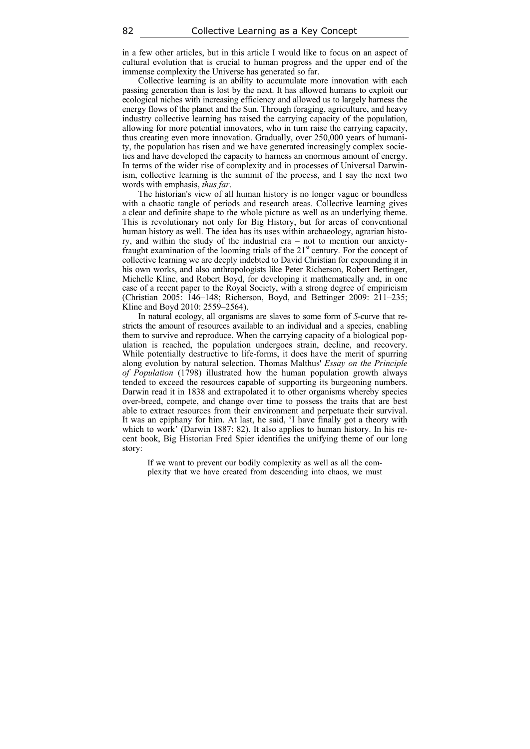in a few other articles, but in this article I would like to focus on an aspect of cultural evolution that is crucial to human progress and the upper end of the immense complexity the Universe has generated so far.

Collective learning is an ability to accumulate more innovation with each passing generation than is lost by the next. It has allowed humans to exploit our ecological niches with increasing efficiency and allowed us to largely harness the energy flows of the planet and the Sun. Through foraging, agriculture, and heavy industry collective learning has raised the carrying capacity of the population, allowing for more potential innovators, who in turn raise the carrying capacity, thus creating even more innovation. Gradually, over 250,000 years of humanity, the population has risen and we have generated increasingly complex societies and have developed the capacity to harness an enormous amount of energy. In terms of the wider rise of complexity and in processes of Universal Darwinism, collective learning is the summit of the process, and I say the next two words with emphasis, *thus far*.

The historian's view of all human history is no longer vague or boundless with a chaotic tangle of periods and research areas. Collective learning gives a clear and definite shape to the whole picture as well as an underlying theme. This is revolutionary not only for Big History, but for areas of conventional human history as well. The idea has its uses within archaeology, agrarian history, and within the study of the industrial era – not to mention our anxiety-fraught examination of the looming trials of the 21st century. For the concept of collective learning we are deeply indebted to David Christian for expounding it in his own works, and also anthropologists like Peter Richerson, Robert Bettinger, Michelle Kline, and Robert Boyd, for developing it mathematically and, in one case of a recent paper to the Royal Society, with a strong degree of empiricism (Christian 2005: 146–148; Richerson, Boyd, and Bettinger 2009: 211–235; Kline and Boyd 2010: 2559–2564).

In natural ecology, all organisms are slaves to some form of *S*-curve that restricts the amount of resources available to an individual and a species, enabling them to survive and reproduce. When the carrying capacity of a biological population is reached, the population undergoes strain, decline, and recovery. While potentially destructive to life-forms, it does have the merit of spurring along evolution by natural selection. Thomas Malthus' *Essay on the Principle of Population* (1798) illustrated how the human population growth always tended to exceed the resources capable of supporting its burgeoning numbers. Darwin read it in 1838 and extrapolated it to other organisms whereby species over-breed, compete, and change over time to possess the traits that are best able to extract resources from their environment and perpetuate their survival. It was an epiphany for him. At last, he said, 'I have finally got a theory with which to work' (Darwin 1887: 82). It also applies to human history. In his recent book, Big Historian Fred Spier identifies the unifying theme of our long story:

> If we want to prevent our bodily complexity as well as all the complexity that we have created from descending into chaos, we must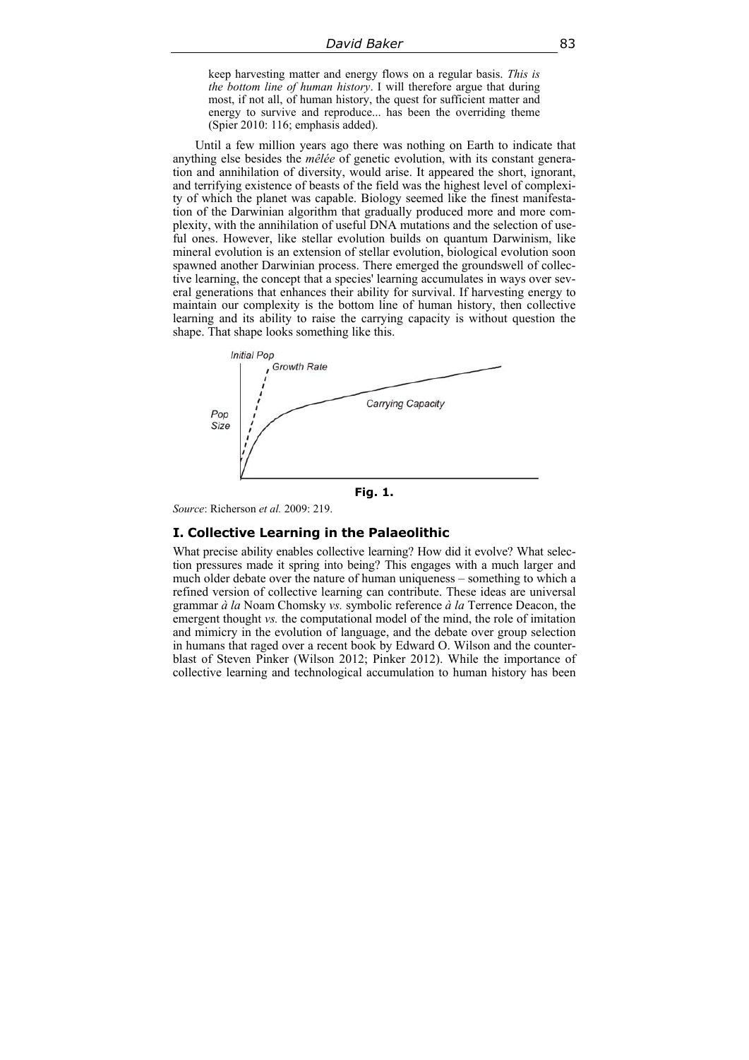> keep harvesting matter and energy flows on a regular basis. *This is the bottom line of human history*. I will therefore argue that during most, if not all, of human history, the quest for sufficient matter and energy to survive and reproduce... has been the overriding theme (Spier 2010: 116; emphasis added).

Until a few million years ago there was nothing on Earth to indicate that anything else besides the *mêlée* of genetic evolution, with its constant generation and annihilation of diversity, would arise. It appeared the short, ignorant, and terrifying existence of beasts of the field was the highest level of complexity of which the planet was capable. Biology seemed like the finest manifestation of the Darwinian algorithm that gradually produced more and more complexity, with the annihilation of useful DNA mutations and the selection of useful ones. However, like stellar evolution builds on quantum Darwinism, like mineral evolution is an extension of stellar evolution, biological evolution soon spawned another Darwinian process. There emerged the groundswell of collective learning, the concept that a species' learning accumulates in ways over several generations that enhances their ability for survival. If harvesting energy to maintain our complexity is the bottom line of human history, then collective learning and its ability to raise the carrying capacity is without question the shape. That shape looks something like this.

Initial Pop

Growth Rate

Pop Size

Carrying Capacity

**Fig. 1.**

*Source*: Richerson *et al.* 2009: 219.

## I. Collective Learning in the Palaeolithic

What precise ability enables collective learning? How did it evolve? What selection pressures made it spring into being? This engages with a much larger and much older debate over the nature of human uniqueness – something to which a refined version of collective learning can contribute. These ideas are universal grammar *à la* Noam Chomsky *vs.* symbolic reference *à la* Terrence Deacon, the emergent thought *vs.* the computational model of the mind, the role of imitation and mimicry in the evolution of language, and the debate over group selection in humans that raged over a recent book by Edward O. Wilson and the counterblast of Steven Pinker (Wilson 2012; Pinker 2012). While the importance of collective learning and technological accumulation to human history has been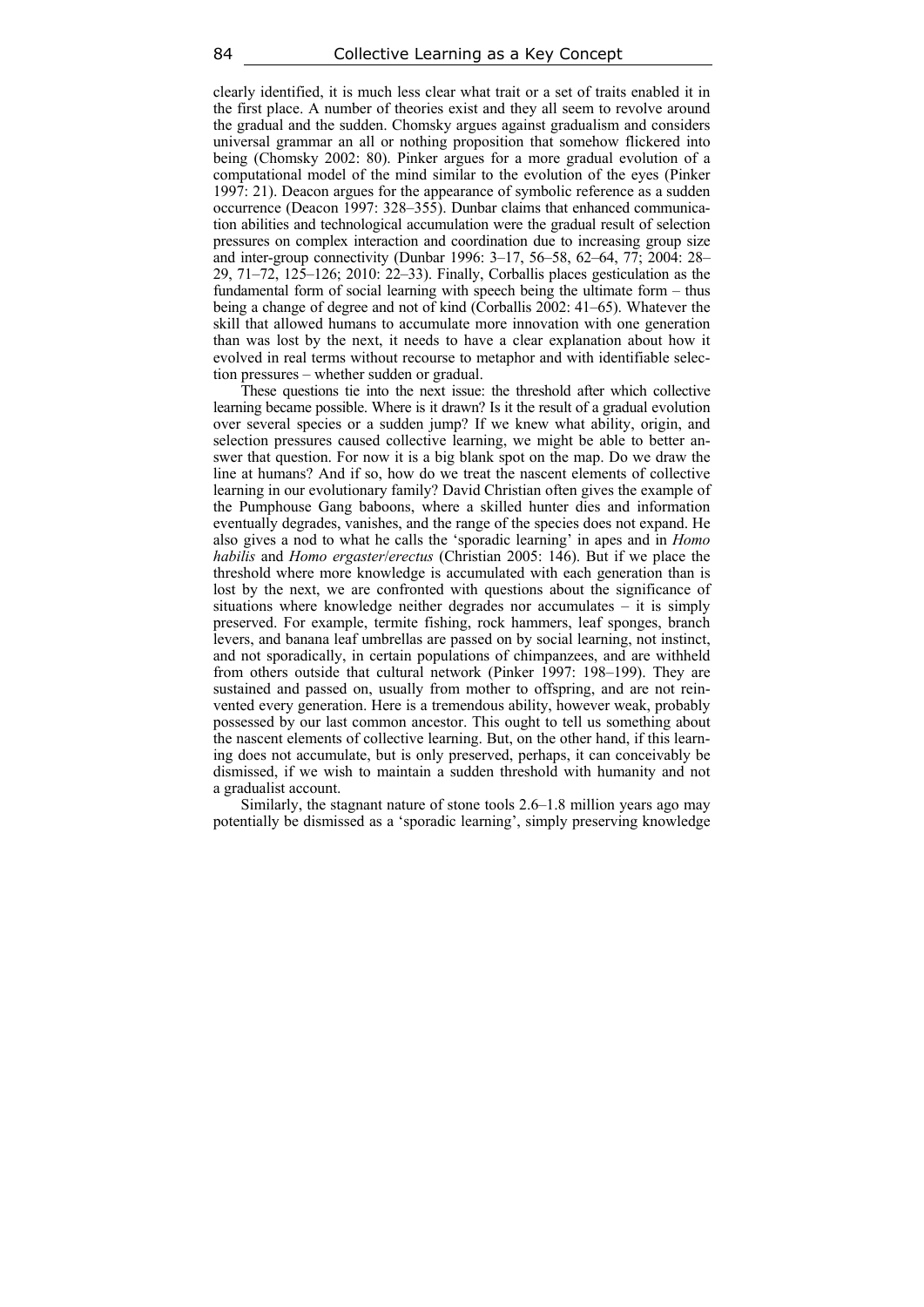clearly identified, it is much less clear what trait or a set of traits enabled it in the first place. A number of theories exist and they all seem to revolve around the gradual and the sudden. Chomsky argues against gradualism and considers universal grammar an all or nothing proposition that somehow flickered into being (Chomsky 2002: 80). Pinker argues for a more gradual evolution of a computational model of the mind similar to the evolution of the eyes (Pinker 1997: 21). Deacon argues for the appearance of symbolic reference as a sudden occurrence (Deacon 1997: 328–355). Dunbar claims that enhanced communication abilities and technological accumulation were the gradual result of selection pressures on complex interaction and coordination due to increasing group size and inter-group connectivity (Dunbar 1996: 3–17, 56–58, 62–64, 77; 2004: 28–29, 71–72, 125–126; 2010: 22–33). Finally, Corballis places gesticulation as the fundamental form of social learning with speech being the ultimate form – thus being a change of degree and not of kind (Corballis 2002: 41–65). Whatever the skill that allowed humans to accumulate more innovation with one generation than was lost by the next, it needs to have a clear explanation about how it evolved in real terms without recourse to metaphor and with identifiable selection pressures – whether sudden or gradual.

These questions tie into the next issue: the threshold after which collective learning became possible. Where is it drawn? Is it the result of a gradual evolution over several species or a sudden jump? If we knew what ability, origin, and selection pressures caused collective learning, we might be able to better answer that question. For now it is a big blank spot on the map. Do we draw the line at humans? And if so, how do we treat the nascent elements of collective learning in our evolutionary family? David Christian often gives the example of the Pumphouse Gang baboons, where a skilled hunter dies and information eventually degrades, vanishes, and the range of the species does not expand. He also gives a nod to what he calls the 'sporadic learning' in apes and in *Homo habilis* and *Homo ergaster*/*erectus* (Christian 2005: 146). But if we place the threshold where more knowledge is accumulated with each generation than is lost by the next, we are confronted with questions about the significance of situations where knowledge neither degrades nor accumulates – it is simply preserved. For example, termite fishing, rock hammers, leaf sponges, branch levers, and banana leaf umbrellas are passed on by social learning, not instinct, and not sporadically, in certain populations of chimpanzees, and are withheld from others outside that cultural network (Pinker 1997: 198–199). They are sustained and passed on, usually from mother to offspring, and are not reinvented every generation. Here is a tremendous ability, however weak, probably possessed by our last common ancestor. This ought to tell us something about the nascent elements of collective learning. But, on the other hand, if this learning does not accumulate, but is only preserved, perhaps, it can conceivably be dismissed, if we wish to maintain a sudden threshold with humanity and not a gradualist account.

Similarly, the stagnant nature of stone tools 2.6–1.8 million years ago may potentially be dismissed as a 'sporadic learning', simply preserving knowledge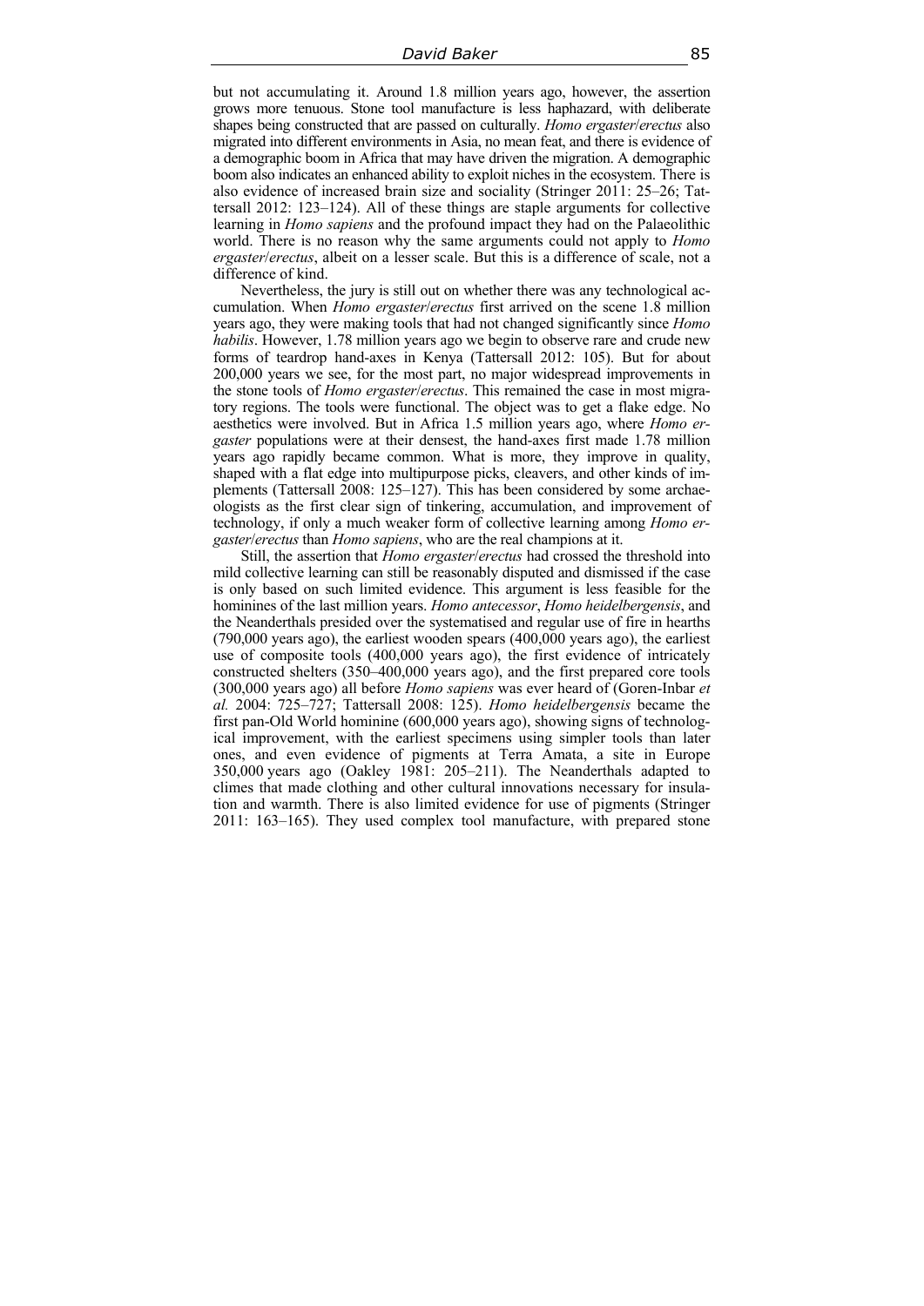but not accumulating it. Around 1.8 million years ago, however, the assertion grows more tenuous. Stone tool manufacture is less haphazard, with deliberate shapes being constructed that are passed on culturally. *Homo ergaster*/*erectus* also migrated into different environments in Asia, no mean feat, and there is evidence of a demographic boom in Africa that may have driven the migration. A demographic boom also indicates an enhanced ability to exploit niches in the ecosystem. There is also evidence of increased brain size and sociality (Stringer 2011: 25–26; Tattersall 2012: 123–124). All of these things are staple arguments for collective learning in *Homo sapiens* and the profound impact they had on the Palaeolithic world. There is no reason why the same arguments could not apply to *Homo ergaster*/*erectus*, albeit on a lesser scale. But this is a difference of scale, not a difference of kind.

Nevertheless, the jury is still out on whether there was any technological accumulation. When *Homo ergaster*/*erectus* first arrived on the scene 1.8 million years ago, they were making tools that had not changed significantly since *Homo habilis*. However, 1.78 million years ago we begin to observe rare and crude new forms of teardrop hand-axes in Kenya (Tattersall 2012: 105). But for about 200,000 years we see, for the most part, no major widespread improvements in the stone tools of *Homo ergaster*/*erectus*. This remained the case in most migratory regions. The tools were functional. The object was to get a flake edge. No aesthetics were involved. But in Africa 1.5 million years ago, where *Homo ergaster* populations were at their densest, the hand-axes first made 1.78 million years ago rapidly became common. What is more, they improve in quality, shaped with a flat edge into multipurpose picks, cleavers, and other kinds of implements (Tattersall 2008: 125–127). This has been considered by some archaeologists as the first clear sign of tinkering, accumulation, and improvement of technology, if only a much weaker form of collective learning among *Homo ergaster*/*erectus* than *Homo sapiens*, who are the real champions at it.

Still, the assertion that *Homo ergaster*/*erectus* had crossed the threshold into mild collective learning can still be reasonably disputed and dismissed if the case is only based on such limited evidence. This argument is less feasible for the hominines of the last million years. *Homo antecessor*, *Homo heidelbergensis*, and the Neanderthals presided over the systematised and regular use of fire in hearths (790,000 years ago), the earliest wooden spears (400,000 years ago), the earliest use of composite tools (400,000 years ago), the first evidence of intricately constructed shelters (350–400,000 years ago), and the first prepared core tools (300,000 years ago) all before *Homo sapiens* was ever heard of (Goren-Inbar *et al.* 2004: 725–727; Tattersall 2008: 125). *Homo heidelbergensis* became the first pan-Old World hominine (600,000 years ago), showing signs of technological improvement, with the earliest specimens using simpler tools than later ones, and even evidence of pigments at Terra Amata, a site in Europe 350,000 years ago (Oakley 1981: 205–211). The Neanderthals adapted to climes that made clothing and other cultural innovations necessary for insulation and warmth. There is also limited evidence for use of pigments (Stringer 2011: 163–165). They used complex tool manufacture, with prepared stone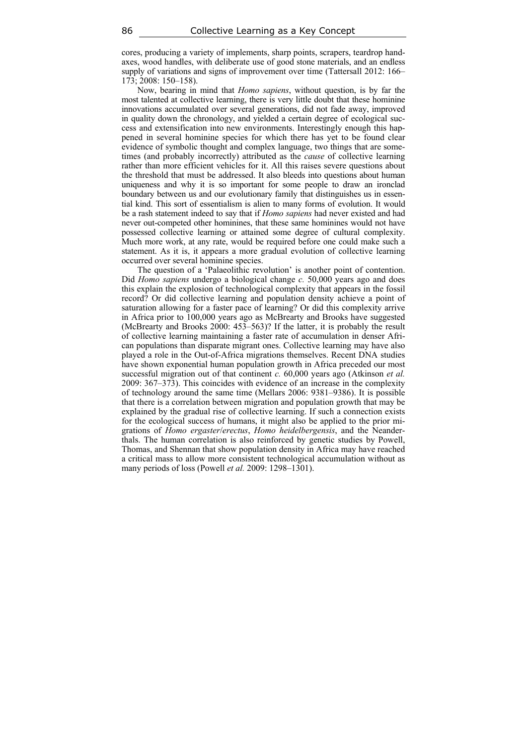cores, producing a variety of implements, sharp points, scrapers, teardrop hand-axes, wood handles, with deliberate use of good stone materials, and an endless supply of variations and signs of improvement over time (Tattersall 2012: 166–173; 2008: 150–158).

Now, bearing in mind that *Homo sapiens*, without question, is by far the most talented at collective learning, there is very little doubt that these hominine innovations accumulated over several generations, did not fade away, improved in quality down the chronology, and yielded a certain degree of ecological success and extensification into new environments. Interestingly enough this happened in several hominine species for which there has yet to be found clear evidence of symbolic thought and complex language, two things that are sometimes (and probably incorrectly) attributed as the *cause* of collective learning rather than more efficient vehicles for it. All this raises severe questions about the threshold that must be addressed. It also bleeds into questions about human uniqueness and why it is so important for some people to draw an ironclad boundary between us and our evolutionary family that distinguishes us in essential kind. This sort of essentialism is alien to many forms of evolution. It would be a rash statement indeed to say that if *Homo sapiens* had never existed and had never out-competed other hominines, that these same hominines would not have possessed collective learning or attained some degree of cultural complexity. Much more work, at any rate, would be required before one could make such a statement. As it is, it appears a more gradual evolution of collective learning occurred over several hominine species.

The question of a 'Palaeolithic revolution' is another point of contention. Did *Homo sapiens* undergo a biological change *c.* 50,000 years ago and does this explain the explosion of technological complexity that appears in the fossil record? Or did collective learning and population density achieve a point of saturation allowing for a faster pace of learning? Or did this complexity arrive in Africa prior to 100,000 years ago as McBrearty and Brooks have suggested (McBrearty and Brooks 2000: 453–563)? If the latter, it is probably the result of collective learning maintaining a faster rate of accumulation in denser African populations than disparate migrant ones. Collective learning may have also played a role in the Out-of-Africa migrations themselves. Recent DNA studies have shown exponential human population growth in Africa preceded our most successful migration out of that continent *c.* 60,000 years ago (Atkinson *et al.* 2009: 367–373). This coincides with evidence of an increase in the complexity of technology around the same time (Mellars 2006: 9381–9386). It is possible that there is a correlation between migration and population growth that may be explained by the gradual rise of collective learning. If such a connection exists for the ecological success of humans, it might also be applied to the prior migrations of *Homo ergaster*/*erectus*, *Homo heidelbergensis*, and the Neanderthals. The human correlation is also reinforced by genetic studies by Powell, Thomas, and Shennan that show population density in Africa may have reached a critical mass to allow more consistent technological accumulation without as many periods of loss (Powell *et al.* 2009: 1298–1301).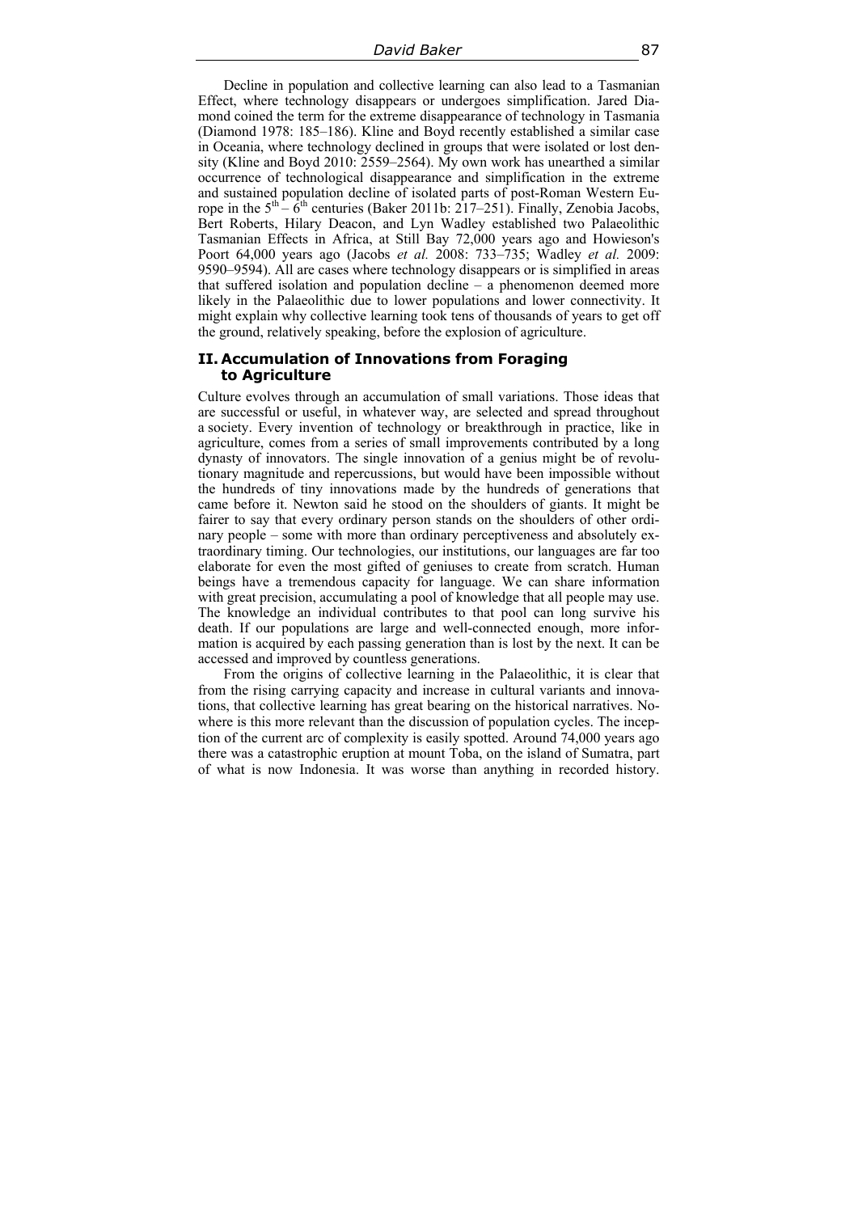Decline in population and collective learning can also lead to a Tasmanian Effect, where technology disappears or undergoes simplification. Jared Diamond coined the term for the extreme disappearance of technology in Tasmania (Diamond 1978: 185–186). Kline and Boyd recently established a similar case in Oceania, where technology declined in groups that were isolated or lost density (Kline and Boyd 2010: 2559–2564). My own work has unearthed a similar occurrence of technological disappearance and simplification in the extreme and sustained population decline of isolated parts of post-Roman Western Europe in the $5^{th}$ – $6^{th}$ centuries (Baker 2011b: 217–251). Finally, Zenobia Jacobs, Bert Roberts, Hilary Deacon, and Lyn Wadley established two Palaeolithic Tasmanian Effects in Africa, at Still Bay 72,000 years ago and Howieson's Poort 64,000 years ago (Jacobs *et al.* 2008: 733–735; Wadley *et al.* 2009: 9590–9594). All are cases where technology disappears or is simplified in areas that suffered isolation and population decline – a phenomenon deemed more likely in the Palaeolithic due to lower populations and lower connectivity. It might explain why collective learning took tens of thousands of years to get off the ground, relatively speaking, before the explosion of agriculture.

## II. Accumulation of Innovations from Foraging to Agriculture

Culture evolves through an accumulation of small variations. Those ideas that are successful or useful, in whatever way, are selected and spread throughout a society. Every invention of technology or breakthrough in practice, like in agriculture, comes from a series of small improvements contributed by a long dynasty of innovators. The single innovation of a genius might be of revolutionary magnitude and repercussions, but would have been impossible without the hundreds of tiny innovations made by the hundreds of generations that came before it. Newton said he stood on the shoulders of giants. It might be fairer to say that every ordinary person stands on the shoulders of other ordinary people – some with more than ordinary perceptiveness and absolutely extraordinary timing. Our technologies, our institutions, our languages are far too elaborate for even the most gifted of geniuses to create from scratch. Human beings have a tremendous capacity for language. We can share information with great precision, accumulating a pool of knowledge that all people may use. The knowledge an individual contributes to that pool can long survive his death. If our populations are large and well-connected enough, more information is acquired by each passing generation than is lost by the next. It can be accessed and improved by countless generations.

From the origins of collective learning in the Palaeolithic, it is clear that from the rising carrying capacity and increase in cultural variants and innovations, that collective learning has great bearing on the historical narratives. Nowhere is this more relevant than the discussion of population cycles. The inception of the current arc of complexity is easily spotted. Around 74,000 years ago there was a catastrophic eruption at mount Toba, on the island of Sumatra, part of what is now Indonesia. It was worse than anything in recorded history.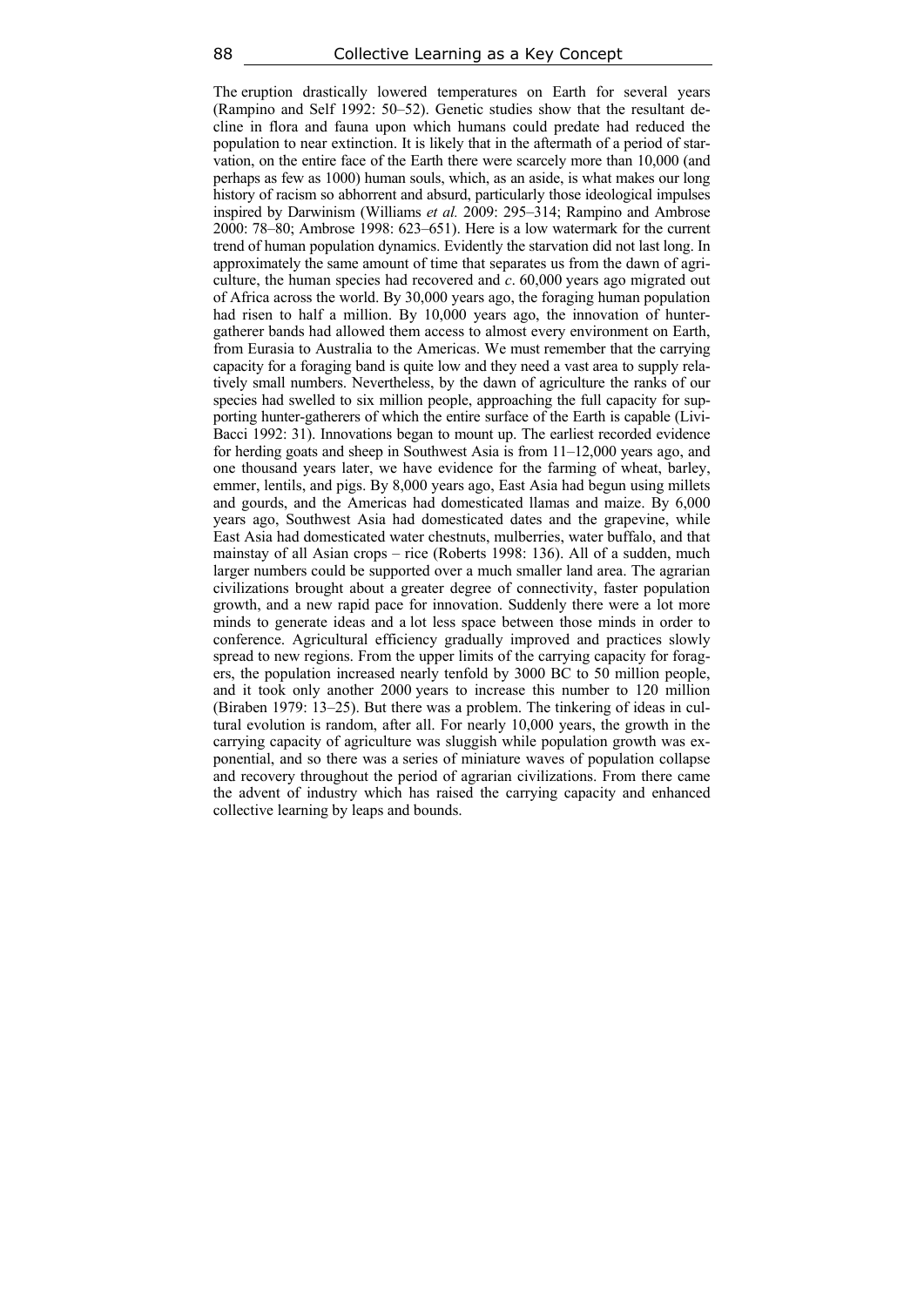The eruption drastically lowered temperatures on Earth for several years (Rampino and Self 1992: 50–52). Genetic studies show that the resultant decline in flora and fauna upon which humans could predate had reduced the population to near extinction. It is likely that in the aftermath of a period of starvation, on the entire face of the Earth there were scarcely more than 10,000 (and perhaps as few as 1000) human souls, which, as an aside, is what makes our long history of racism so abhorrent and absurd, particularly those ideological impulses inspired by Darwinism (Williams *et al.* 2009: 295–314; Rampino and Ambrose 2000: 78–80; Ambrose 1998: 623–651). Here is a low watermark for the current trend of human population dynamics. Evidently the starvation did not last long. In approximately the same amount of time that separates us from the dawn of agriculture, the human species had recovered and *c*. 60,000 years ago migrated out of Africa across the world. By 30,000 years ago, the foraging human population had risen to half a million. By 10,000 years ago, the innovation of hunter-gatherer bands had allowed them access to almost every environment on Earth, from Eurasia to Australia to the Americas. We must remember that the carrying capacity for a foraging band is quite low and they need a vast area to supply relatively small numbers. Nevertheless, by the dawn of agriculture the ranks of our species had swelled to six million people, approaching the full capacity for supporting hunter-gatherers of which the entire surface of the Earth is capable (Livi-Bacci 1992: 31). Innovations began to mount up. The earliest recorded evidence for herding goats and sheep in Southwest Asia is from 11–12,000 years ago, and one thousand years later, we have evidence for the farming of wheat, barley, emmer, lentils, and pigs. By 8,000 years ago, East Asia had begun using millets and gourds, and the Americas had domesticated llamas and maize. By 6,000 years ago, Southwest Asia had domesticated dates and the grapevine, while East Asia had domesticated water chestnuts, mulberries, water buffalo, and that mainstay of all Asian crops – rice (Roberts 1998: 136). All of a sudden, much larger numbers could be supported over a much smaller land area. The agrarian civilizations brought about a greater degree of connectivity, faster population growth, and a new rapid pace for innovation. Suddenly there were a lot more minds to generate ideas and a lot less space between those minds in order to conference. Agricultural efficiency gradually improved and practices slowly spread to new regions. From the upper limits of the carrying capacity for foragers, the population increased nearly tenfold by 3000 BC to 50 million people, and it took only another 2000 years to increase this number to 120 million (Biraben 1979: 13–25). But there was a problem. The tinkering of ideas in cultural evolution is random, after all. For nearly 10,000 years, the growth in the carrying capacity of agriculture was sluggish while population growth was exponential, and so there was a series of miniature waves of population collapse and recovery throughout the period of agrarian civilizations. From there came the advent of industry which has raised the carrying capacity and enhanced collective learning by leaps and bounds.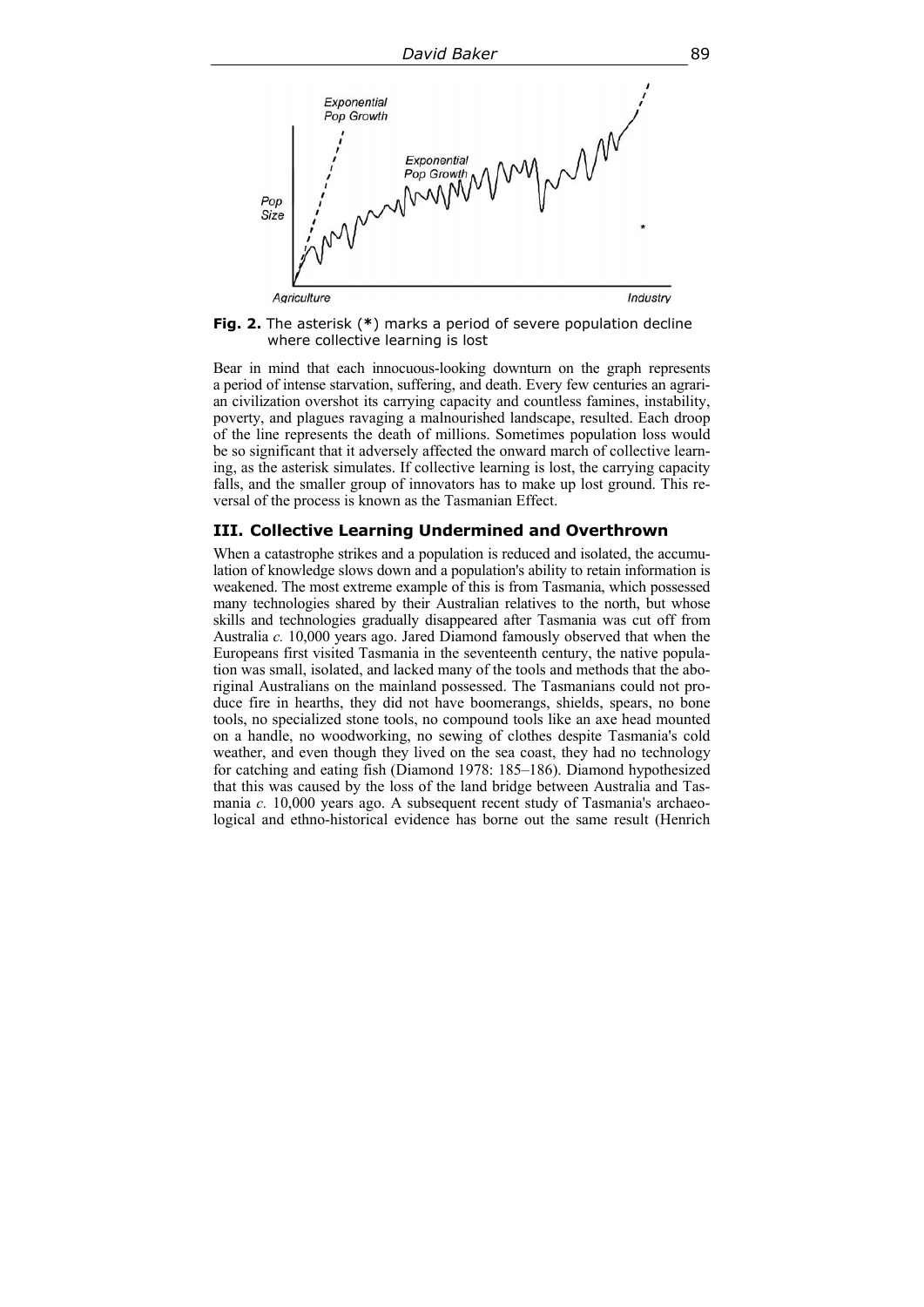Exponential
Pop Growth

Exponential
Pop Growth

Pop
Size

*

Agriculture

Industry

**Fig. 2.** The asterisk (*) marks a period of severe population decline where collective learning is lost

Bear in mind that each innocuous-looking downturn on the graph represents a period of intense starvation, suffering, and death. Every few centuries an agrarian civilization overshot its carrying capacity and countless famines, instability, poverty, and plagues ravaging a malnourished landscape, resulted. Each droop of the line represents the death of millions. Sometimes population loss would be so significant that it adversely affected the onward march of collective learning, as the asterisk simulates. If collective learning is lost, the carrying capacity falls, and the smaller group of innovators has to make up lost ground. This reversal of the process is known as the Tasmanian Effect.

### III. Collective Learning Undermined and Overthrown

When a catastrophe strikes and a population is reduced and isolated, the accumulation of knowledge slows down and a population's ability to retain information is weakened. The most extreme example of this is from Tasmania, which possessed many technologies shared by their Australian relatives to the north, but whose skills and technologies gradually disappeared after Tasmania was cut off from Australia *c.* 10,000 years ago. Jared Diamond famously observed that when the Europeans first visited Tasmania in the seventeenth century, the native population was small, isolated, and lacked many of the tools and methods that the aboriginal Australians on the mainland possessed. The Tasmanians could not produce fire in hearths, they did not have boomerangs, shields, spears, no bone tools, no specialized stone tools, no compound tools like an axe head mounted on a handle, no woodworking, no sewing of clothes despite Tasmania's cold weather, and even though they lived on the sea coast, they had no technology for catching and eating fish (Diamond 1978: 185–186). Diamond hypothesized that this was caused by the loss of the land bridge between Australia and Tasmania *c.* 10,000 years ago. A subsequent recent study of Tasmania's archaeological and ethno-historical evidence has borne out the same result (Henrich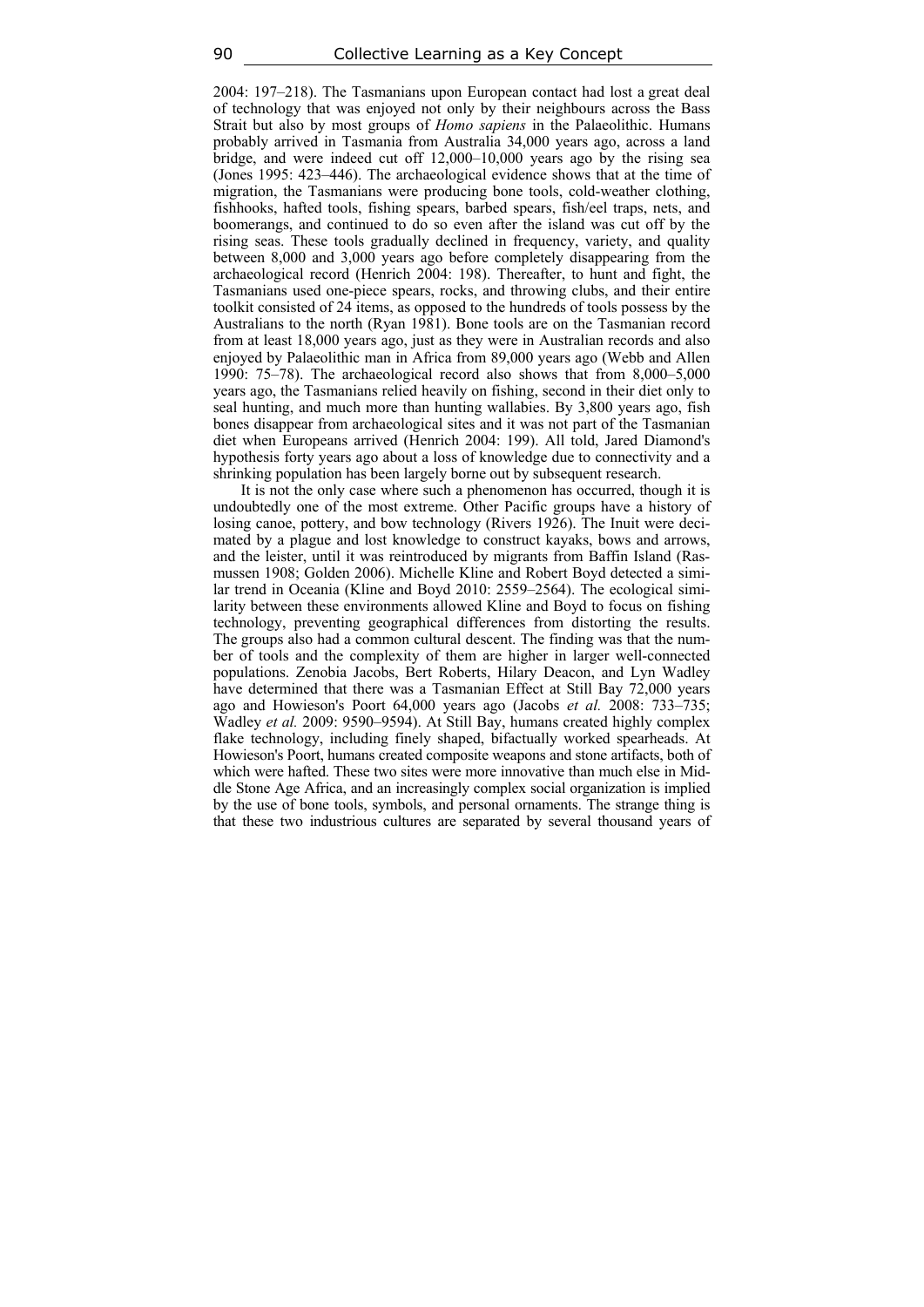2004: 197–218). The Tasmanians upon European contact had lost a great deal of technology that was enjoyed not only by their neighbours across the Bass Strait but also by most groups of *Homo sapiens* in the Palaeolithic. Humans probably arrived in Tasmania from Australia 34,000 years ago, across a land bridge, and were indeed cut off 12,000–10,000 years ago by the rising sea (Jones 1995: 423–446). The archaeological evidence shows that at the time of migration, the Tasmanians were producing bone tools, cold-weather clothing, fishhooks, hafted tools, fishing spears, barbed spears, fish/eel traps, nets, and boomerangs, and continued to do so even after the island was cut off by the rising seas. These tools gradually declined in frequency, variety, and quality between 8,000 and 3,000 years ago before completely disappearing from the archaeological record (Henrich 2004: 198). Thereafter, to hunt and fight, the Tasmanians used one-piece spears, rocks, and throwing clubs, and their entire toolkit consisted of 24 items, as opposed to the hundreds of tools possess by the Australians to the north (Ryan 1981). Bone tools are on the Tasmanian record from at least 18,000 years ago, just as they were in Australian records and also enjoyed by Palaeolithic man in Africa from 89,000 years ago (Webb and Allen 1990: 75–78). The archaeological record also shows that from 8,000–5,000 years ago, the Tasmanians relied heavily on fishing, second in their diet only to seal hunting, and much more than hunting wallabies. By 3,800 years ago, fish bones disappear from archaeological sites and it was not part of the Tasmanian diet when Europeans arrived (Henrich 2004: 199). All told, Jared Diamond's hypothesis forty years ago about a loss of knowledge due to connectivity and a shrinking population has been largely borne out by subsequent research.

It is not the only case where such a phenomenon has occurred, though it is undoubtedly one of the most extreme. Other Pacific groups have a history of losing canoe, pottery, and bow technology (Rivers 1926). The Inuit were decimated by a plague and lost knowledge to construct kayaks, bows and arrows, and the leister, until it was reintroduced by migrants from Baffin Island (Rasmussen 1908; Golden 2006). Michelle Kline and Robert Boyd detected a similar trend in Oceania (Kline and Boyd 2010: 2559–2564). The ecological similarity between these environments allowed Kline and Boyd to focus on fishing technology, preventing geographical differences from distorting the results. The groups also had a common cultural descent. The finding was that the number of tools and the complexity of them are higher in larger well-connected populations. Zenobia Jacobs, Bert Roberts, Hilary Deacon, and Lyn Wadley have determined that there was a Tasmanian Effect at Still Bay 72,000 years ago and Howieson's Poort 64,000 years ago (Jacobs *et al.* 2008: 733–735; Wadley *et al.* 2009: 9590–9594). At Still Bay, humans created highly complex flake technology, including finely shaped, bifactually worked spearheads. At Howieson's Poort, humans created composite weapons and stone artifacts, both of which were hafted. These two sites were more innovative than much else in Middle Stone Age Africa, and an increasingly complex social organization is implied by the use of bone tools, symbols, and personal ornaments. The strange thing is that these two industrious cultures are separated by several thousand years of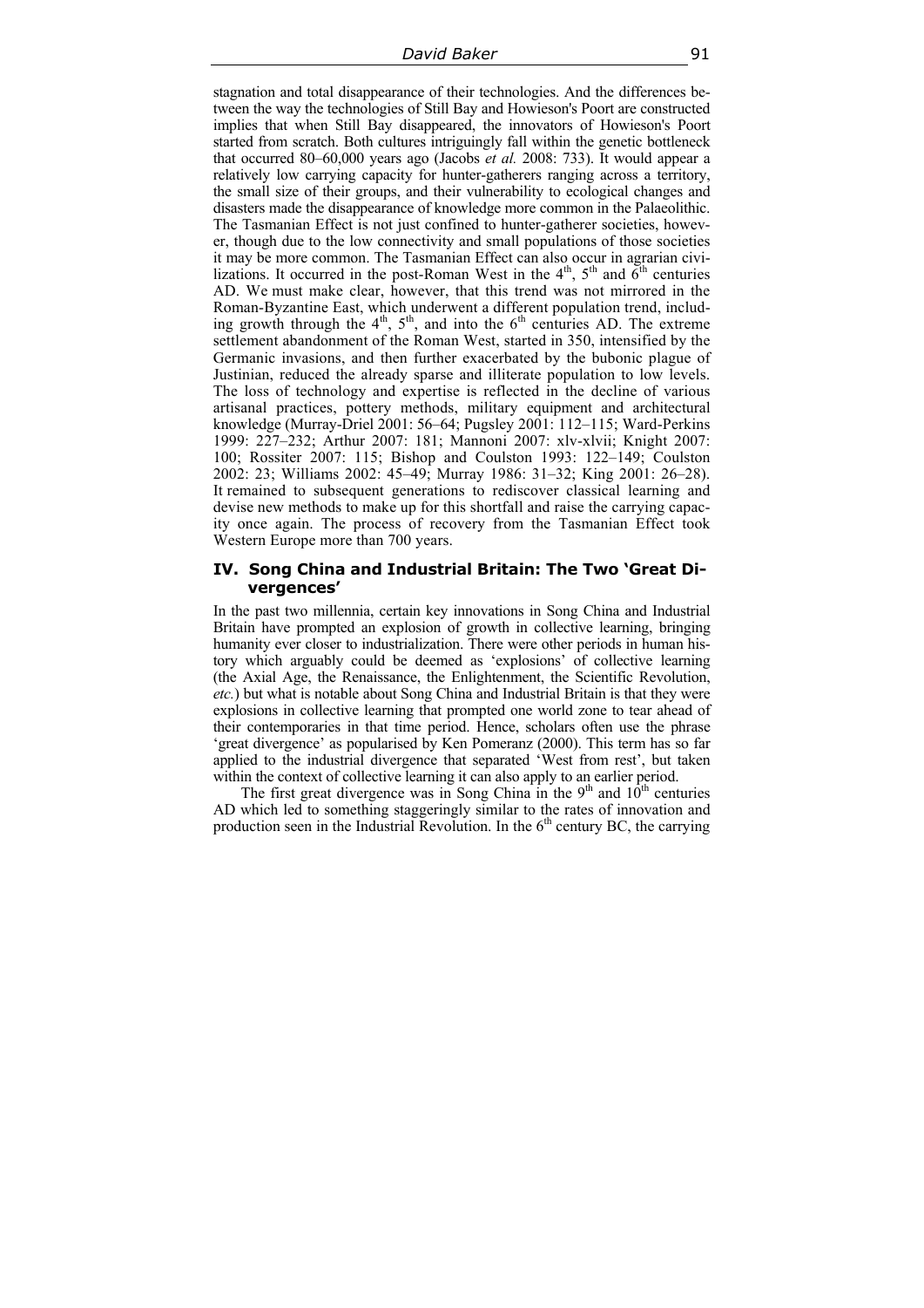stagnation and total disappearance of their technologies. And the differences between the way the technologies of Still Bay and Howieson's Poort are constructed implies that when Still Bay disappeared, the innovators of Howieson's Poort started from scratch. Both cultures intriguingly fall within the genetic bottleneck that occurred 80–60,000 years ago (Jacobs *et al.* 2008: 733). It would appear a relatively low carrying capacity for hunter-gatherers ranging across a territory, the small size of their groups, and their vulnerability to ecological changes and disasters made the disappearance of knowledge more common in the Palaeolithic. The Tasmanian Effect is not just confined to hunter-gatherer societies, however, though due to the low connectivity and small populations of those societies it may be more common. The Tasmanian Effect can also occur in agrarian civilizations. It occurred in the post-Roman West in the 4th, 5th and 6th centuries AD. We must make clear, however, that this trend was not mirrored in the Roman-Byzantine East, which underwent a different population trend, including growth through the 4th, 5th, and into the 6th centuries AD. The extreme settlement abandonment of the Roman West, started in 350, intensified by the Germanic invasions, and then further exacerbated by the bubonic plague of Justinian, reduced the already sparse and illiterate population to low levels. The loss of technology and expertise is reflected in the decline of various artisanal practices, pottery methods, military equipment and architectural knowledge (Murray-Driel 2001: 56–64; Pugsley 2001: 112–115; Ward-Perkins 1999: 227–232; Arthur 2007: 181; Mannoni 2007: xlv-xlvii; Knight 2007: 100; Rossiter 2007: 115; Bishop and Coulston 1993: 122–149; Coulston 2002: 23; Williams 2002: 45–49; Murray 1986: 31–32; King 2001: 26–28). It remained to subsequent generations to rediscover classical learning and devise new methods to make up for this shortfall and raise the carrying capacity once again. The process of recovery from the Tasmanian Effect took Western Europe more than 700 years.

## IV. Song China and Industrial Britain: The Two 'Great Divergences'

In the past two millennia, certain key innovations in Song China and Industrial Britain have prompted an explosion of growth in collective learning, bringing humanity ever closer to industrialization. There were other periods in human history which arguably could be deemed as 'explosions' of collective learning (the Axial Age, the Renaissance, the Enlightenment, the Scientific Revolution, *etc.*) but what is notable about Song China and Industrial Britain is that they were explosions in collective learning that prompted one world zone to tear ahead of their contemporaries in that time period. Hence, scholars often use the phrase 'great divergence' as popularised by Ken Pomeranz (2000). This term has so far applied to the industrial divergence that separated 'West from rest', but taken within the context of collective learning it can also apply to an earlier period.

The first great divergence was in Song China in the 9th and 10th centuries AD which led to something staggeringly similar to the rates of innovation and production seen in the Industrial Revolution. In the 6th century BC, the carrying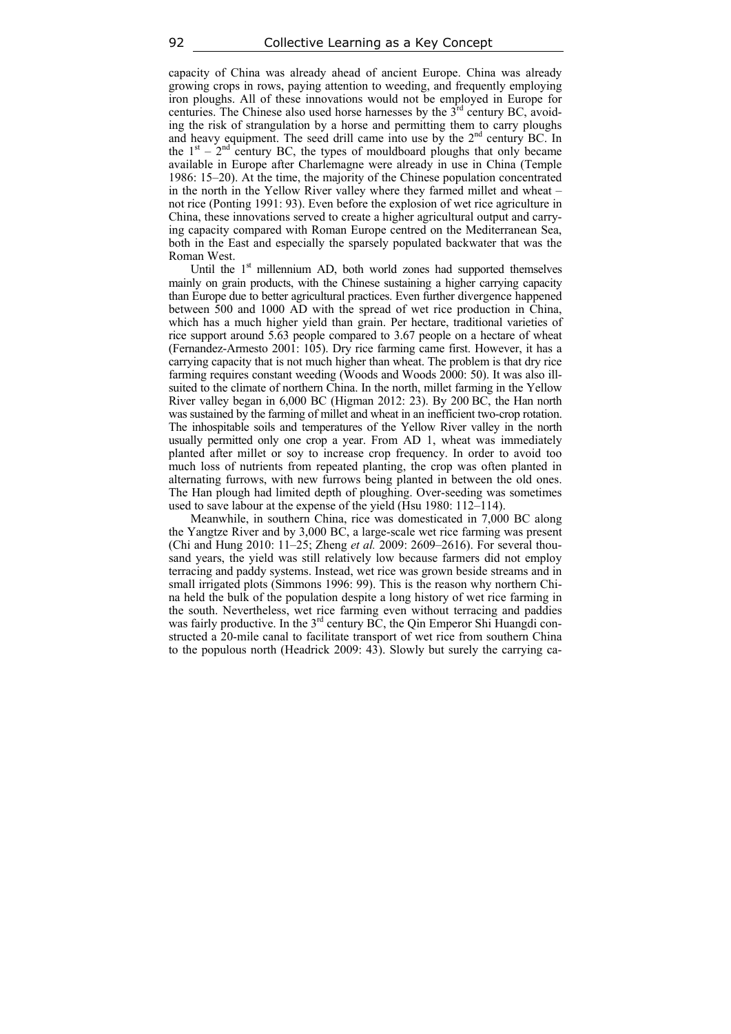capacity of China was already ahead of ancient Europe. China was already growing crops in rows, paying attention to weeding, and frequently employing iron ploughs. All of these innovations would not be employed in Europe for centuries. The Chinese also used horse harnesses by the 3rd century BC, avoiding the risk of strangulation by a horse and permitting them to carry ploughs and heavy equipment. The seed drill came into use by the 2nd century BC. In the 1st – 2nd century BC, the types of mouldboard ploughs that only became available in Europe after Charlemagne were already in use in China (Temple 1986: 15–20). At the time, the majority of the Chinese population concentrated in the north in the Yellow River valley where they farmed millet and wheat – not rice (Ponting 1991: 93). Even before the explosion of wet rice agriculture in China, these innovations served to create a higher agricultural output and carrying capacity compared with Roman Europe centred on the Mediterranean Sea, both in the East and especially the sparsely populated backwater that was the Roman West.

Until the 1st millennium AD, both world zones had supported themselves mainly on grain products, with the Chinese sustaining a higher carrying capacity than Europe due to better agricultural practices. Even further divergence happened between 500 and 1000 AD with the spread of wet rice production in China, which has a much higher yield than grain. Per hectare, traditional varieties of rice support around 5.63 people compared to 3.67 people on a hectare of wheat (Fernandez-Armesto 2001: 105). Dry rice farming came first. However, it has a carrying capacity that is not much higher than wheat. The problem is that dry rice farming requires constant weeding (Woods and Woods 2000: 50). It was also ill-suited to the climate of northern China. In the north, millet farming in the Yellow River valley began in 6,000 BC (Higman 2012: 23). By 200 BC, the Han north was sustained by the farming of millet and wheat in an inefficient two-crop rotation. The inhospitable soils and temperatures of the Yellow River valley in the north usually permitted only one crop a year. From AD 1, wheat was immediately planted after millet or soy to increase crop frequency. In order to avoid too much loss of nutrients from repeated planting, the crop was often planted in alternating furrows, with new furrows being planted in between the old ones. The Han plough had limited depth of ploughing. Over-seeding was sometimes used to save labour at the expense of the yield (Hsu 1980: 112–114).

Meanwhile, in southern China, rice was domesticated in 7,000 BC along the Yangtze River and by 3,000 BC, a large-scale wet rice farming was present (Chi and Hung 2010: 11–25; Zheng *et al.* 2009: 2609–2616). For several thousand years, the yield was still relatively low because farmers did not employ terracing and paddy systems. Instead, wet rice was grown beside streams and in small irrigated plots (Simmons 1996: 99). This is the reason why northern China held the bulk of the population despite a long history of wet rice farming in the south. Nevertheless, wet rice farming even without terracing and paddies was fairly productive. In the 3rd century BC, the Qin Emperor Shi Huangdi constructed a 20-mile canal to facilitate transport of wet rice from southern China to the populous north (Headrick 2009: 43). Slowly but surely the carrying ca-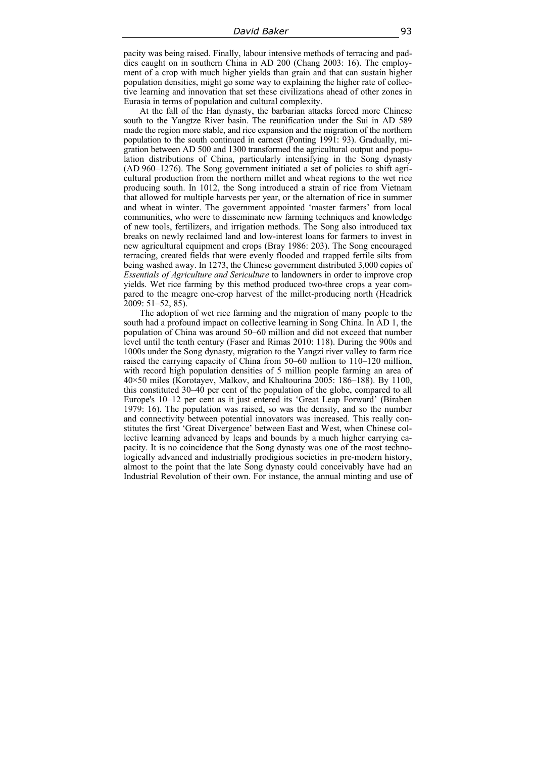pacity was being raised. Finally, labour intensive methods of terracing and paddies caught on in southern China in AD 200 (Chang 2003: 16). The employment of a crop with much higher yields than grain and that can sustain higher population densities, might go some way to explaining the higher rate of collective learning and innovation that set these civilizations ahead of other zones in Eurasia in terms of population and cultural complexity.

At the fall of the Han dynasty, the barbarian attacks forced more Chinese south to the Yangtze River basin. The reunification under the Sui in AD 589 made the region more stable, and rice expansion and the migration of the northern population to the south continued in earnest (Ponting 1991: 93). Gradually, migration between AD 500 and 1300 transformed the agricultural output and population distributions of China, particularly intensifying in the Song dynasty (AD 960–1276). The Song government initiated a set of policies to shift agricultural production from the northern millet and wheat regions to the wet rice producing south. In 1012, the Song introduced a strain of rice from Vietnam that allowed for multiple harvests per year, or the alternation of rice in summer and wheat in winter. The government appointed 'master farmers' from local communities, who were to disseminate new farming techniques and knowledge of new tools, fertilizers, and irrigation methods. The Song also introduced tax breaks on newly reclaimed land and low-interest loans for farmers to invest in new agricultural equipment and crops (Bray 1986: 203). The Song encouraged terracing, created fields that were evenly flooded and trapped fertile silts from being washed away. In 1273, the Chinese government distributed 3,000 copies of *Essentials of Agriculture and Sericulture* to landowners in order to improve crop yields. Wet rice farming by this method produced two-three crops a year compared to the meagre one-crop harvest of the millet-producing north (Headrick 2009: 51–52, 85).

The adoption of wet rice farming and the migration of many people to the south had a profound impact on collective learning in Song China. In AD 1, the population of China was around 50–60 million and did not exceed that number level until the tenth century (Faser and Rimas 2010: 118). During the 900s and 1000s under the Song dynasty, migration to the Yangzi river valley to farm rice raised the carrying capacity of China from 50–60 million to 110–120 million, with record high population densities of 5 million people farming an area of 40×50 miles (Korotayev, Malkov, and Khaltourina 2005: 186–188). By 1100, this constituted 30–40 per cent of the population of the globe, compared to all Europe's 10–12 per cent as it just entered its 'Great Leap Forward' (Biraben 1979: 16). The population was raised, so was the density, and so the number and connectivity between potential innovators was increased. This really constitutes the first 'Great Divergence' between East and West, when Chinese collective learning advanced by leaps and bounds by a much higher carrying capacity. It is no coincidence that the Song dynasty was one of the most technologically advanced and industrially prodigious societies in pre-modern history, almost to the point that the late Song dynasty could conceivably have had an Industrial Revolution of their own. For instance, the annual minting and use of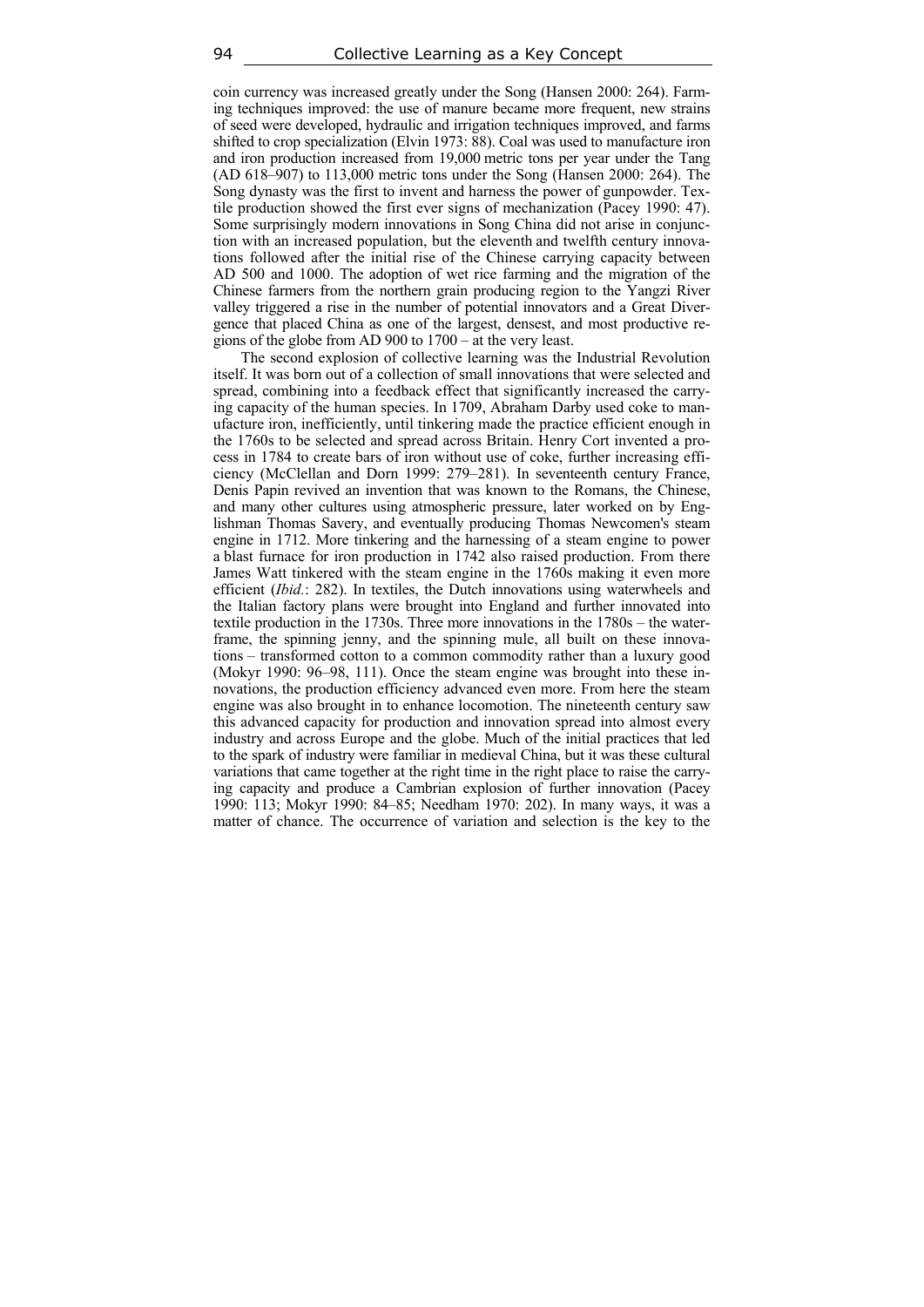coin currency was increased greatly under the Song (Hansen 2000: 264). Farming techniques improved: the use of manure became more frequent, new strains of seed were developed, hydraulic and irrigation techniques improved, and farms shifted to crop specialization (Elvin 1973: 88). Coal was used to manufacture iron and iron production increased from 19,000 metric tons per year under the Tang (AD 618–907) to 113,000 metric tons under the Song (Hansen 2000: 264). The Song dynasty was the first to invent and harness the power of gunpowder. Textile production showed the first ever signs of mechanization (Pacey 1990: 47). Some surprisingly modern innovations in Song China did not arise in conjunction with an increased population, but the eleventh and twelfth century innovations followed after the initial rise of the Chinese carrying capacity between AD 500 and 1000. The adoption of wet rice farming and the migration of the Chinese farmers from the northern grain producing region to the Yangzi River valley triggered a rise in the number of potential innovators and a Great Divergence that placed China as one of the largest, densest, and most productive regions of the globe from AD 900 to 1700 – at the very least.

The second explosion of collective learning was the Industrial Revolution itself. It was born out of a collection of small innovations that were selected and spread, combining into a feedback effect that significantly increased the carrying capacity of the human species. In 1709, Abraham Darby used coke to manufacture iron, inefficiently, until tinkering made the practice efficient enough in the 1760s to be selected and spread across Britain. Henry Cort invented a process in 1784 to create bars of iron without use of coke, further increasing efficiency (McClellan and Dorn 1999: 279–281). In seventeenth century France, Denis Papin revived an invention that was known to the Romans, the Chinese, and many other cultures using atmospheric pressure, later worked on by Englishman Thomas Savery, and eventually producing Thomas Newcomen's steam engine in 1712. More tinkering and the harnessing of a steam engine to power a blast furnace for iron production in 1742 also raised production. From there James Watt tinkered with the steam engine in the 1760s making it even more efficient (*Ibid.*: 282). In textiles, the Dutch innovations using waterwheels and the Italian factory plans were brought into England and further innovated into textile production in the 1730s. Three more innovations in the 1780s – the waterframe, the spinning jenny, and the spinning mule, all built on these innovations – transformed cotton to a common commodity rather than a luxury good (Mokyr 1990: 96–98, 111). Once the steam engine was brought into these innovations, the production efficiency advanced even more. From here the steam engine was also brought in to enhance locomotion. The nineteenth century saw this advanced capacity for production and innovation spread into almost every industry and across Europe and the globe. Much of the initial practices that led to the spark of industry were familiar in medieval China, but it was these cultural variations that came together at the right time in the right place to raise the carrying capacity and produce a Cambrian explosion of further innovation (Pacey 1990: 113; Mokyr 1990: 84–85; Needham 1970: 202). In many ways, it was a matter of chance. The occurrence of variation and selection is the key to the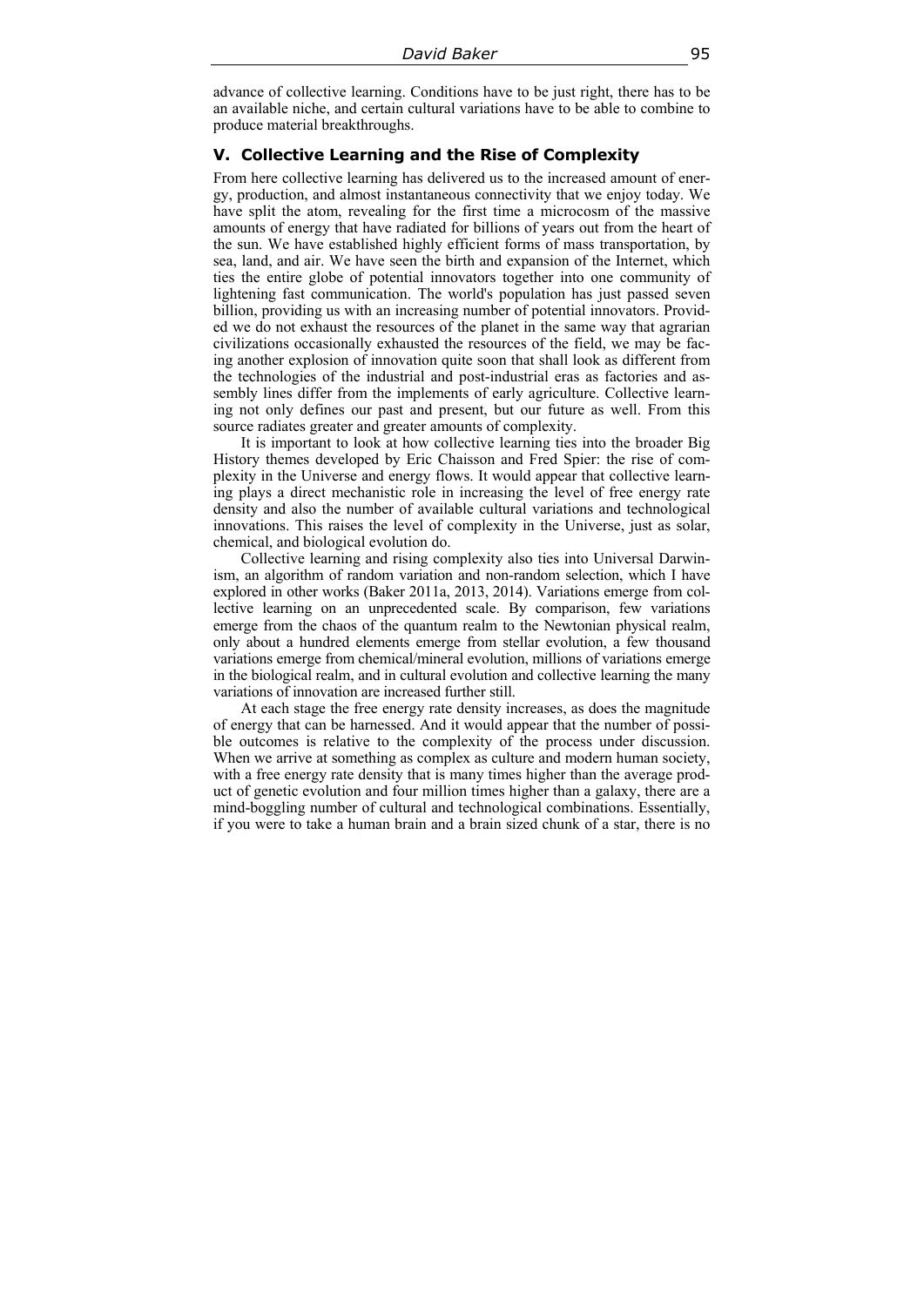advance of collective learning. Conditions have to be just right, there has to be an available niche, and certain cultural variations have to be able to combine to produce material breakthroughs.

## V. Collective Learning and the Rise of Complexity

From here collective learning has delivered us to the increased amount of energy, production, and almost instantaneous connectivity that we enjoy today. We have split the atom, revealing for the first time a microcosm of the massive amounts of energy that have radiated for billions of years out from the heart of the sun. We have established highly efficient forms of mass transportation, by sea, land, and air. We have seen the birth and expansion of the Internet, which ties the entire globe of potential innovators together into one community of lightening fast communication. The world's population has just passed seven billion, providing us with an increasing number of potential innovators. Provided we do not exhaust the resources of the planet in the same way that agrarian civilizations occasionally exhausted the resources of the field, we may be facing another explosion of innovation quite soon that shall look as different from the technologies of the industrial and post-industrial eras as factories and assembly lines differ from the implements of early agriculture. Collective learning not only defines our past and present, but our future as well. From this source radiates greater and greater amounts of complexity.

It is important to look at how collective learning ties into the broader Big History themes developed by Eric Chaisson and Fred Spier: the rise of complexity in the Universe and energy flows. It would appear that collective learning plays a direct mechanistic role in increasing the level of free energy rate density and also the number of available cultural variations and technological innovations. This raises the level of complexity in the Universe, just as solar, chemical, and biological evolution do.

Collective learning and rising complexity also ties into Universal Darwinism, an algorithm of random variation and non-random selection, which I have explored in other works (Baker 2011a, 2013, 2014). Variations emerge from collective learning on an unprecedented scale. By comparison, few variations emerge from the chaos of the quantum realm to the Newtonian physical realm, only about a hundred elements emerge from stellar evolution, a few thousand variations emerge from chemical/mineral evolution, millions of variations emerge in the biological realm, and in cultural evolution and collective learning the many variations of innovation are increased further still.

At each stage the free energy rate density increases, as does the magnitude of energy that can be harnessed. And it would appear that the number of possible outcomes is relative to the complexity of the process under discussion. When we arrive at something as complex as culture and modern human society, with a free energy rate density that is many times higher than the average product of genetic evolution and four million times higher than a galaxy, there are a mind-boggling number of cultural and technological combinations. Essentially, if you were to take a human brain and a brain sized chunk of a star, there is no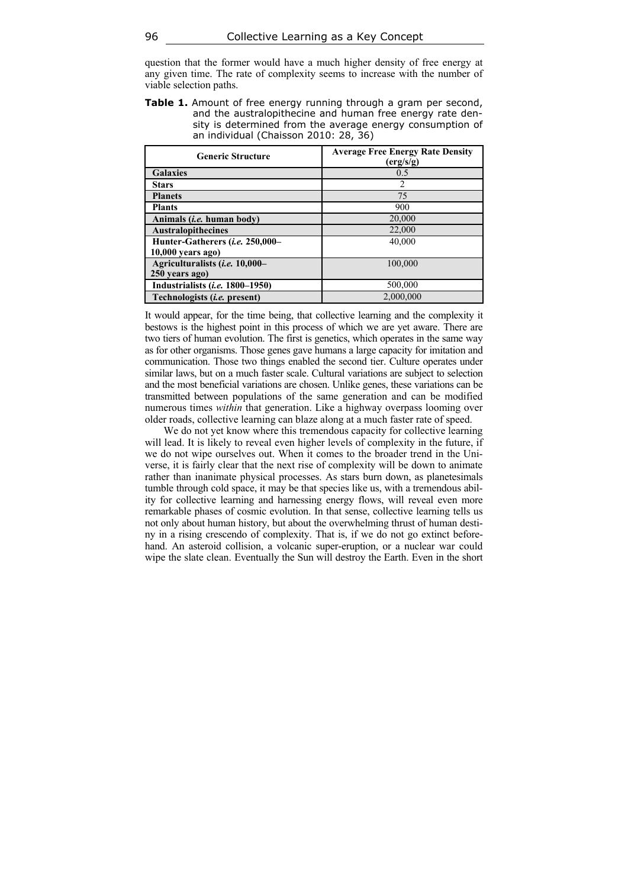question that the former would have a much higher density of free energy at any given time. The rate of complexity seems to increase with the number of viable selection paths.

**Table 1.** Amount of free energy running through a gram per second, and the australopithecine and human free energy rate density is determined from the average energy consumption of an individual (Chaisson 2010: 28, 36)

| Generic Structure | Average Free Energy Rate Density (erg/s/g) |
|---|---|
| **Galaxies** | 0.5 |
| **Stars** | 2 |
| **Planets** | 75 |
| **Plants** | 900 |
| **Animals (*i.e.* human body)** | 20,000 |
| **Australopithecines** | 22,000 |
| **Hunter-Gatherers (*i.e.* 250,000–10,000 years ago)** | 40,000 |
| **Agriculturalists (*i.e.* 10,000–250 years ago)** | 100,000 |
| **Industrialists (*i.e.* 1800–1950)** | 500,000 |
| **Technologists (*i.e.* present)** | 2,000,000 |

It would appear, for the time being, that collective learning and the complexity it bestows is the highest point in this process of which we are yet aware. There are two tiers of human evolution. The first is genetics, which operates in the same way as for other organisms. Those genes gave humans a large capacity for imitation and communication. Those two things enabled the second tier. Culture operates under similar laws, but on a much faster scale. Cultural variations are subject to selection and the most beneficial variations are chosen. Unlike genes, these variations can be transmitted between populations of the same generation and can be modified numerous times *within* that generation. Like a highway overpass looming over older roads, collective learning can blaze along at a much faster rate of speed.

We do not yet know where this tremendous capacity for collective learning will lead. It is likely to reveal even higher levels of complexity in the future, if we do not wipe ourselves out. When it comes to the broader trend in the Universe, it is fairly clear that the next rise of complexity will be down to animate rather than inanimate physical processes. As stars burn down, as planetesimals tumble through cold space, it may be that species like us, with a tremendous ability for collective learning and harnessing energy flows, will reveal even more remarkable phases of cosmic evolution. In that sense, collective learning tells us not only about human history, but about the overwhelming thrust of human destiny in a rising crescendo of complexity. That is, if we do not go extinct beforehand. An asteroid collision, a volcanic super-eruption, or a nuclear war could wipe the slate clean. Eventually the Sun will destroy the Earth. Even in the short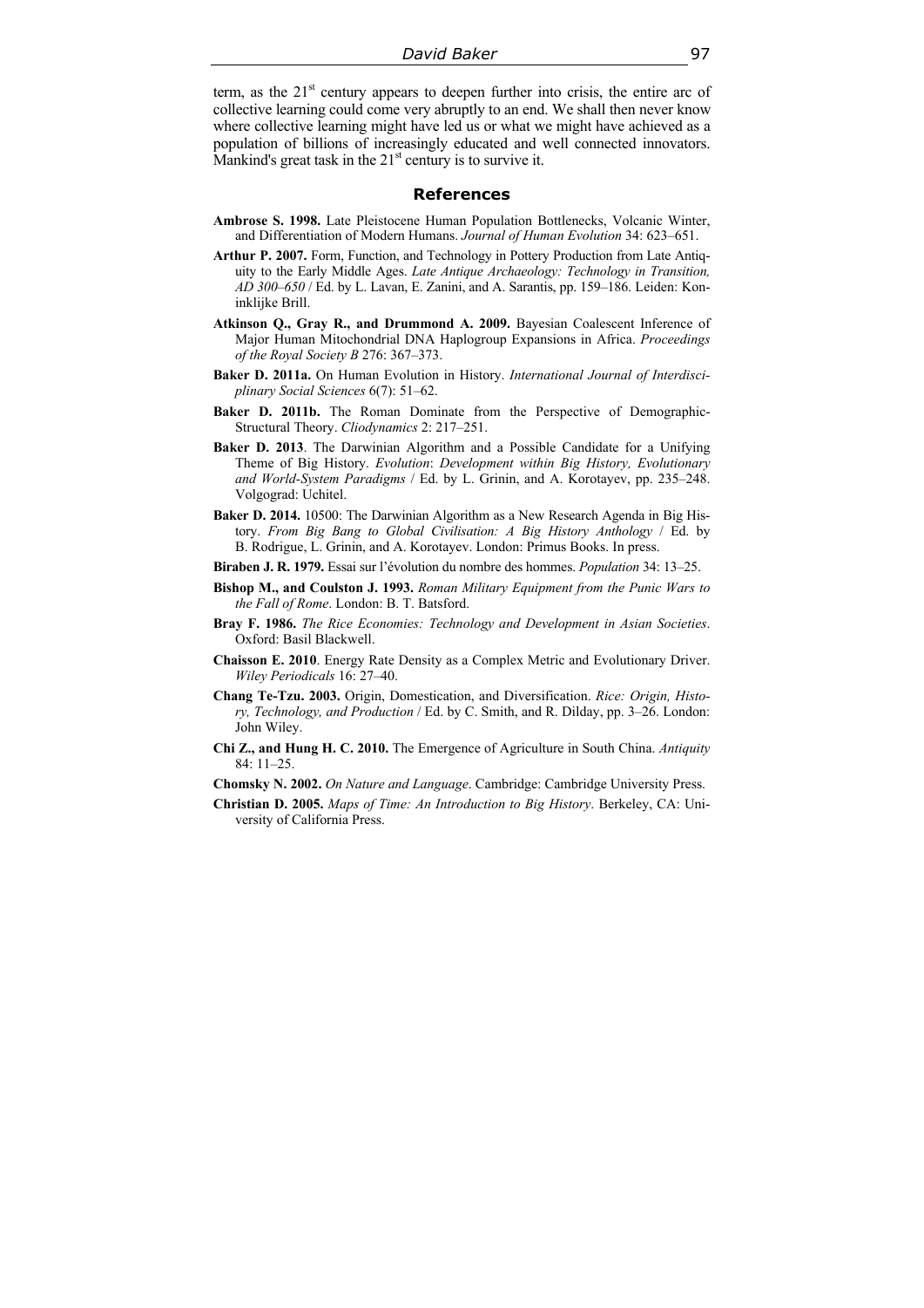term, as the 21st century appears to deepen further into crisis, the entire arc of collective learning could come very abruptly to an end. We shall then never know where collective learning might have led us or what we might have achieved as a population of billions of increasingly educated and well connected innovators. Mankind's great task in the 21st century is to survive it.

## References

**Ambrose S. 1998.** Late Pleistocene Human Population Bottlenecks, Volcanic Winter, and Differentiation of Modern Humans. *Journal of Human Evolution* 34: 623–651.

**Arthur P. 2007.** Form, Function, and Technology in Pottery Production from Late Antiquity to the Early Middle Ages. *Late Antique Archaeology: Technology in Transition, AD 300–650* / Ed. by L. Lavan, E. Zanini, and A. Sarantis, pp. 159–186. Leiden: Koninklijke Brill.

**Atkinson Q., Gray R., and Drummond A. 2009.** Bayesian Coalescent Inference of Major Human Mitochondrial DNA Haplogroup Expansions in Africa. *Proceedings of the Royal Society B* 276: 367–373.

**Baker D. 2011a.** On Human Evolution in History. *International Journal of Interdisciplinary Social Sciences* 6(7): 51–62.

**Baker D. 2011b.** The Roman Dominate from the Perspective of Demographic-Structural Theory. *Cliodynamics* 2: 217–251.

**Baker D. 2013**. The Darwinian Algorithm and a Possible Candidate for a Unifying Theme of Big History. *Evolution*: *Development within Big History, Evolutionary and World-System Paradigms* / Ed. by L. Grinin, and A. Korotayev, pp. 235–248. Volgograd: Uchitel.

**Baker D. 2014.** 10500: The Darwinian Algorithm as a New Research Agenda in Big History. *From Big Bang to Global Civilisation: A Big History Anthology* / Ed. by B. Rodrigue, L. Grinin, and A. Korotayev. London: Primus Books. In press.

**Biraben J. R. 1979.** Essai sur l'évolution du nombre des hommes. *Population* 34: 13–25.

**Bishop M., and Coulston J. 1993.** *Roman Military Equipment from the Punic Wars to the Fall of Rome*. London: B. T. Batsford.

**Bray F. 1986.** *The Rice Economies: Technology and Development in Asian Societies*. Oxford: Basil Blackwell.

**Chaisson E. 2010**. Energy Rate Density as a Complex Metric and Evolutionary Driver. *Wiley Periodicals* 16: 27–40.

**Chang Te-Tzu. 2003.** Origin, Domestication, and Diversification. *Rice: Origin, History, Technology, and Production* / Ed. by C. Smith, and R. Dilday, pp. 3–26. London: John Wiley.

**Chi Z., and Hung H. C. 2010.** The Emergence of Agriculture in South China. *Antiquity* 84: 11–25.

**Chomsky N. 2002.** *On Nature and Language*. Cambridge: Cambridge University Press.

**Christian D. 2005.** *Maps of Time: An Introduction to Big History*. Berkeley, CA: University of California Press.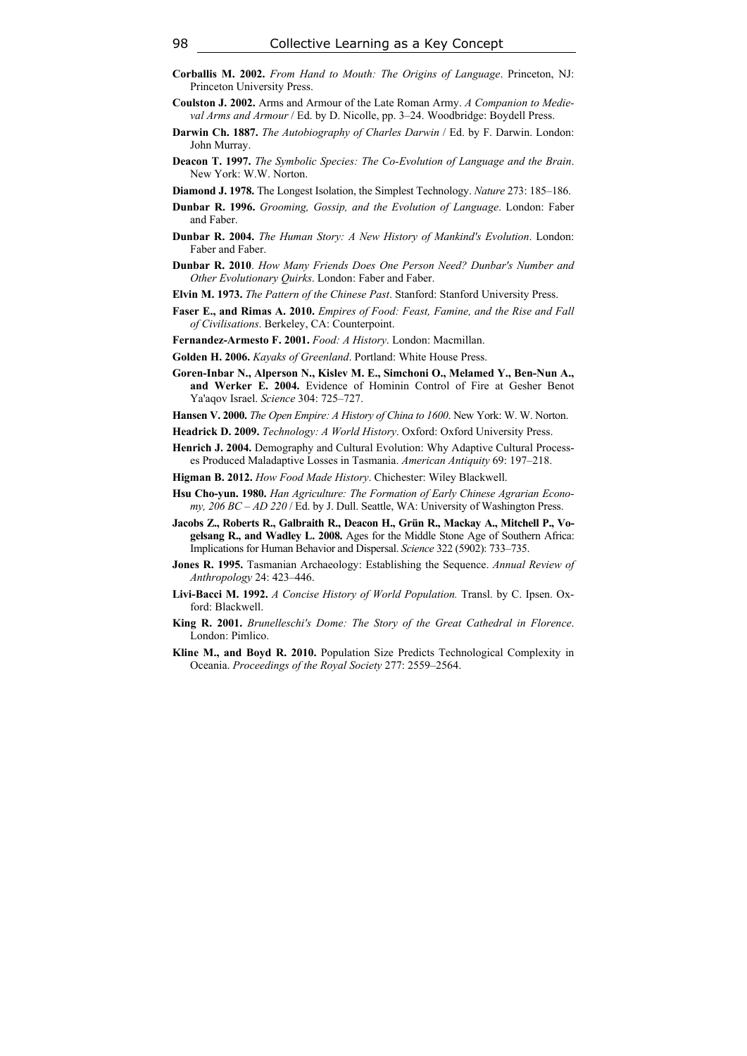**Corballis M. 2002.** *From Hand to Mouth: The Origins of Language*. Princeton, NJ: Princeton University Press.

**Coulston J. 2002.** Arms and Armour of the Late Roman Army. *A Companion to Medieval Arms and Armour* / Ed. by D. Nicolle, pp. 3–24. Woodbridge: Boydell Press.

**Darwin Ch. 1887.** *The Autobiography of Charles Darwin* / Ed. by F. Darwin. London: John Murray.

**Deacon T. 1997.** *The Symbolic Species: The Co-Evolution of Language and the Brain*. New York: W.W. Norton.

**Diamond J. 1978.** The Longest Isolation, the Simplest Technology. *Nature* 273: 185–186.

**Dunbar R. 1996.** *Grooming, Gossip, and the Evolution of Language*. London: Faber and Faber.

**Dunbar R. 2004.** *The Human Story: A New History of Mankind's Evolution*. London: Faber and Faber.

**Dunbar R. 2010**. *How Many Friends Does One Person Need? Dunbar's Number and Other Evolutionary Quirks*. London: Faber and Faber.

**Elvin M. 1973.** *The Pattern of the Chinese Past*. Stanford: Stanford University Press.

**Faser E., and Rimas A. 2010.** *Empires of Food: Feast, Famine, and the Rise and Fall of Civilisations*. Berkeley, CA: Counterpoint.

**Fernandez-Armesto F. 2001.** *Food: A History*. London: Macmillan.

**Golden H. 2006.** *Kayaks of Greenland*. Portland: White House Press.

**Goren-Inbar N., Alperson N., Kislev M. E., Simchoni O., Melamed Y., Ben-Nun A., and Werker E. 2004.** Evidence of Hominin Control of Fire at Gesher Benot Ya'aqov Israel. *Science* 304: 725–727.

**Hansen V. 2000.** *The Open Empire: A History of China to 1600*. New York: W. W. Norton.

**Headrick D. 2009.** *Technology: A World History*. Oxford: Oxford University Press.

**Henrich J. 2004.** Demography and Cultural Evolution: Why Adaptive Cultural Processes Produced Maladaptive Losses in Tasmania. *American Antiquity* 69: 197–218.

**Higman B. 2012.** *How Food Made History*. Chichester: Wiley Blackwell.

**Hsu Cho-yun. 1980.** *Han Agriculture: The Formation of Early Chinese Agrarian Economy, 206 BC – AD 220* / Ed. by J. Dull. Seattle, WA: University of Washington Press.

**Jacobs Z., Roberts R., Galbraith R., Deacon H., Grün R., Mackay A., Mitchell P., Vogelsang R., and Wadley L. 2008.** Ages for the Middle Stone Age of Southern Africa: Implications for Human Behavior and Dispersal. *Science* 322 (5902): 733–735.

**Jones R. 1995.** Tasmanian Archaeology: Establishing the Sequence. *Annual Review of Anthropology* 24: 423–446.

**Livi-Bacci M. 1992.** *A Concise History of World Population.* Transl. by C. Ipsen. Oxford: Blackwell.

**King R. 2001.** *Brunelleschi's Dome: The Story of the Great Cathedral in Florence*. London: Pimlico.

**Kline M., and Boyd R. 2010.** Population Size Predicts Technological Complexity in Oceania. *Proceedings of the Royal Society* 277: 2559–2564.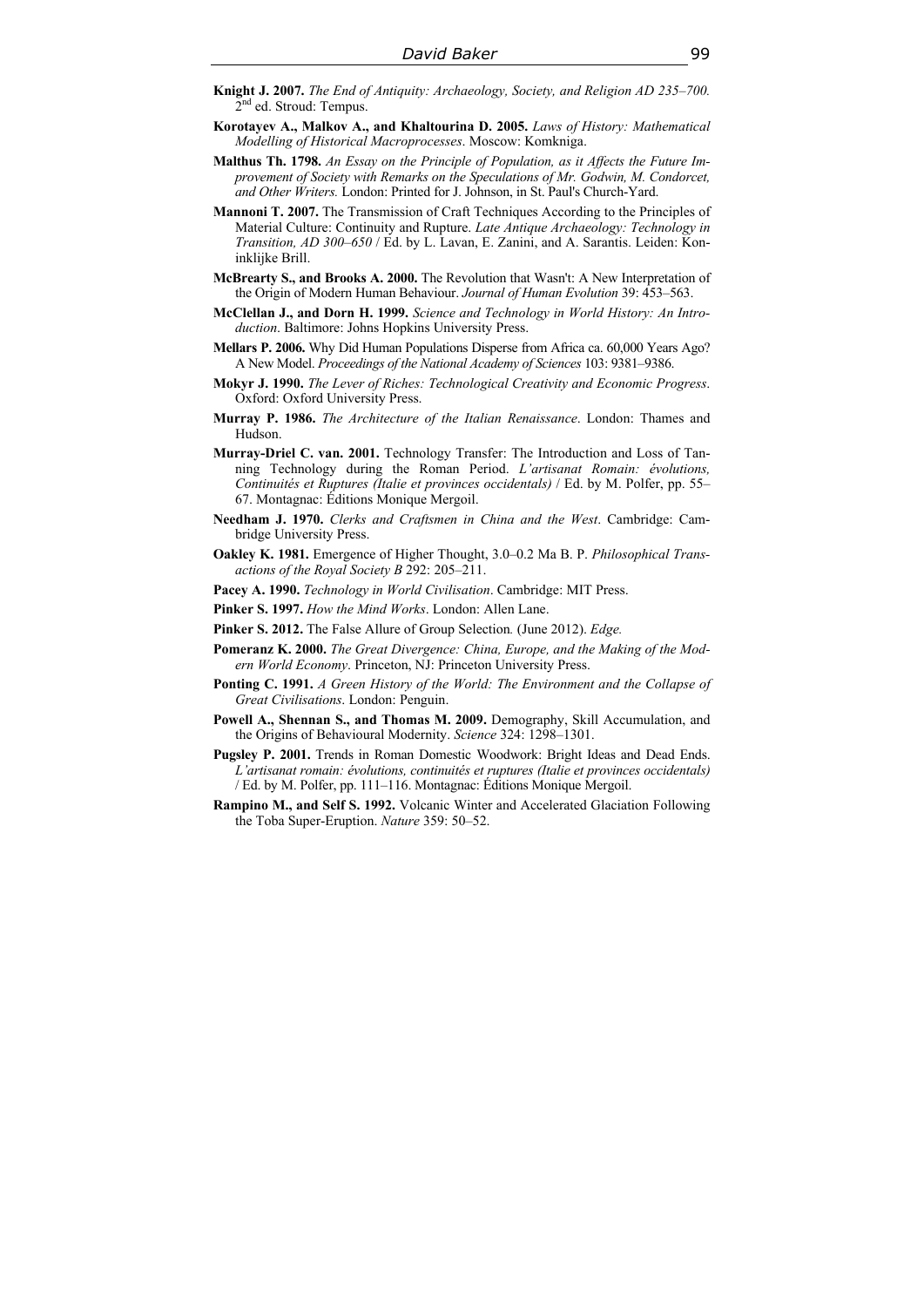**Knight J. 2007.** *The End of Antiquity: Archaeology, Society, and Religion AD 235–700.* 2nd ed. Stroud: Tempus.

**Korotayev A., Malkov A., and Khaltourina D. 2005.** *Laws of History: Mathematical Modelling of Historical Macroprocesses*. Moscow: Komkniga.

**Malthus Th. 1798.** *An Essay on the Principle of Population, as it Affects the Future Improvement of Society with Remarks on the Speculations of Mr. Godwin, M. Condorcet, and Other Writers.* London: Printed for J. Johnson, in St. Paul's Church-Yard.

**Mannoni T. 2007.** The Transmission of Craft Techniques According to the Principles of Material Culture: Continuity and Rupture. *Late Antique Archaeology: Technology in Transition, AD 300–650* / Ed. by L. Lavan, E. Zanini, and A. Sarantis. Leiden: Koninklijke Brill.

**McBrearty S., and Brooks A. 2000.** The Revolution that Wasn't: A New Interpretation of the Origin of Modern Human Behaviour. *Journal of Human Evolution* 39: 453–563.

**McClellan J., and Dorn H. 1999.** *Science and Technology in World History: An Introduction*. Baltimore: Johns Hopkins University Press.

**Mellars P. 2006.** Why Did Human Populations Disperse from Africa ca. 60,000 Years Ago? A New Model. *Proceedings of the National Academy of Sciences* 103: 9381–9386.

**Mokyr J. 1990.** *The Lever of Riches: Technological Creativity and Economic Progress*. Oxford: Oxford University Press.

**Murray P. 1986.** *The Architecture of the Italian Renaissance*. London: Thames and Hudson.

**Murray-Driel C. van. 2001.** Technology Transfer: The Introduction and Loss of Tanning Technology during the Roman Period. *L'artisanat Romain: évolutions, Continuités et Ruptures (Italie et provinces occidentals)* / Ed. by M. Polfer, pp. 55–67. Montagnac: Éditions Monique Mergoil.

**Needham J. 1970.** *Clerks and Craftsmen in China and the West*. Cambridge: Cambridge University Press.

**Oakley K. 1981.** Emergence of Higher Thought, 3.0–0.2 Ma B. P. *Philosophical Transactions of the Royal Society B* 292: 205–211.

**Pacey A. 1990.** *Technology in World Civilisation*. Cambridge: MIT Press.

**Pinker S. 1997.** *How the Mind Works*. London: Allen Lane.

**Pinker S. 2012.** The False Allure of Group Selection*.* (June 2012). *Edge.*

**Pomeranz K. 2000.** *The Great Divergence: China, Europe, and the Making of the Modern World Economy*. Princeton, NJ: Princeton University Press.

**Ponting C. 1991.** *A Green History of the World: The Environment and the Collapse of Great Civilisations*. London: Penguin.

**Powell A., Shennan S., and Thomas M. 2009.** Demography, Skill Accumulation, and the Origins of Behavioural Modernity. *Science* 324: 1298–1301.

**Pugsley P. 2001.** Trends in Roman Domestic Woodwork: Bright Ideas and Dead Ends. *L'artisanat romain: évolutions, continuités et ruptures (Italie et provinces occidentals)* / Ed. by M. Polfer, pp. 111–116. Montagnac: Éditions Monique Mergoil.

**Rampino M., and Self S. 1992.** Volcanic Winter and Accelerated Glaciation Following the Toba Super-Eruption. *Nature* 359: 50–52.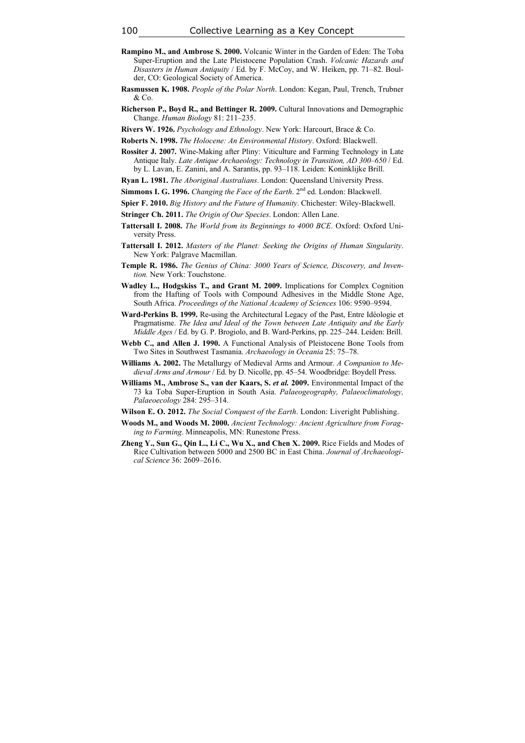**Rampino M., and Ambrose S. 2000.** Volcanic Winter in the Garden of Eden: The Toba Super-Eruption and the Late Pleistocene Population Crash. *Volcanic Hazards and Disasters in Human Antiquity* / Ed. by F. McCoy, and W. Heiken, pp. 71–82. Boulder, CO: Geological Society of America.

**Rasmussen K. 1908.** *People of the Polar North*. London: Kegan, Paul, Trench, Trubner & Co.

**Richerson P., Boyd R., and Bettinger R. 2009.** Cultural Innovations and Demographic Change. *Human Biology* 81: 211–235.

**Rivers W. 1926.** *Psychology and Ethnology*. New York: Harcourt, Brace & Co.

**Roberts N. 1998.** *The Holocene: An Environmental History*. Oxford: Blackwell.

**Rossiter J. 2007.** Wine-Making after Pliny: Viticulture and Farming Technology in Late Antique Italy. *Late Antique Archaeology: Technology in Transition, AD 300–650* / Ed. by L. Lavan, E. Zanini, and A. Sarantis, pp. 93–118. Leiden: Koninklijke Brill.

**Ryan L. 1981.** *The Aboriginal Australians*. London: Queensland University Press.

**Simmons I. G. 1996.** *Changing the Face of the Earth*. 2nd ed. London: Blackwell.

**Spier F. 2010.** *Big History and the Future of Humanity*. Chichester: Wiley-Blackwell.

**Stringer Ch. 2011.** *The Origin of Our Species*. London: Allen Lane.

**Tattersall I. 2008.** *The World from its Beginnings to 4000 BCE*. Oxford: Oxford University Press.

**Tattersall I. 2012.** *Masters of the Planet: Seeking the Origins of Human Singularity*. New York: Palgrave Macmillan.

**Temple R. 1986.** *The Genius of China: 3000 Years of Science, Discovery, and Invention.* New York: Touchstone.

**Wadley L., Hodgskiss T., and Grant M. 2009.** Implications for Complex Cognition from the Hafting of Tools with Compound Adhesives in the Middle Stone Age, South Africa. *Proceedings of the National Academy of Sciences* 106: 9590–9594.

**Ward-Perkins B. 1999.** Re-using the Architectural Legacy of the Past, Entre Idéologie et Pragmatisme. *The Idea and Ideal of the Town between Late Antiquity and the Early Middle Ages* / Ed. by G. P. Brogiolo, and B. Ward-Perkins, pp. 225–244. Leiden: Brill.

**Webb C., and Allen J. 1990.** A Functional Analysis of Pleistocene Bone Tools from Two Sites in Southwest Tasmania. *Archaeology in Oceania* 25: 75–78.

**Williams A. 2002.** The Metallurgy of Medieval Arms and Armour. *A Companion to Medieval Arms and Armour* / Ed. by D. Nicolle, pp. 45–54. Woodbridge: Boydell Press.

**Williams M., Ambrose S., van der Kaars, S. *et al.* 2009.** Environmental Impact of the 73 ka Toba Super-Eruption in South Asia. *Palaeogeography, Palaeoclimatology, Palaeoecology* 284: 295–314.

**Wilson E. O. 2012.** *The Social Conquest of the Earth*. London: Liveright Publishing.

**Woods M., and Woods M. 2000.** *Ancient Technology: Ancient Agriculture from Foraging to Farming*. Minneapolis, MN: Runestone Press.

**Zheng Y., Sun G., Qin L., Li C., Wu X., and Chen X. 2009.** Rice Fields and Modes of Rice Cultivation between 5000 and 2500 BC in East China. *Journal of Archaeological Science* 36: 2609–2616.